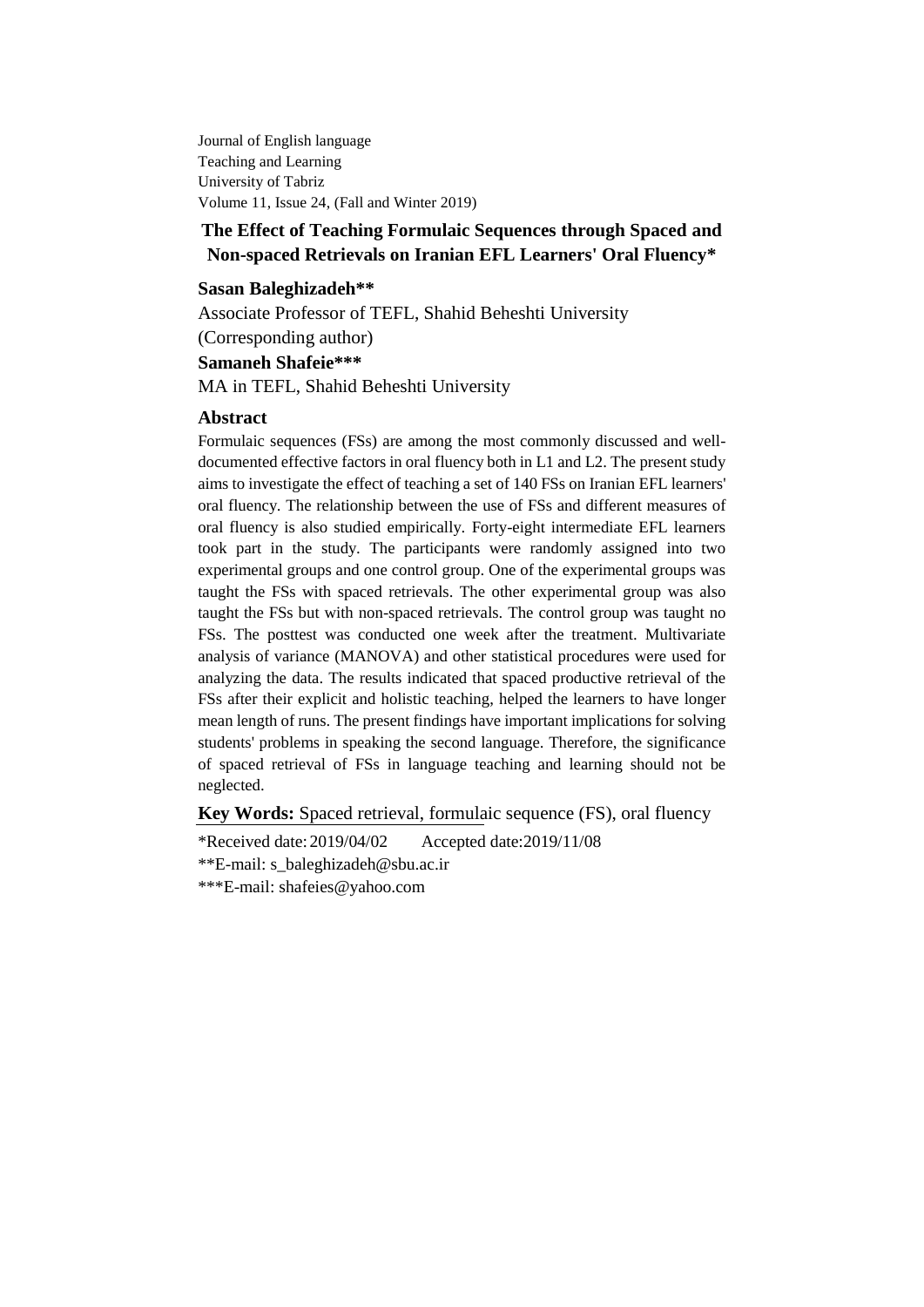Journal of English language
Teaching and Learning
University of Tabriz
Volume 11, Issue 24, (Fall and Winter 2019)

# The Effect of Teaching Formulaic Sequences through Spaced and Non-spaced Retrievals on Iranian EFL Learners' Oral Fluency*

**Sasan Baleghizadeh****

Associate Professor of TEFL, Shahid Beheshti University (Corresponding author)

**Samaneh Shafeie*****

MA in TEFL, Shahid Beheshti University

## Abstract

Formulaic sequences (FSs) are among the most commonly discussed and well-documented effective factors in oral fluency both in L1 and L2. The present study aims to investigate the effect of teaching a set of 140 FSs on Iranian EFL learners' oral fluency. The relationship between the use of FSs and different measures of oral fluency is also studied empirically. Forty-eight intermediate EFL learners took part in the study. The participants were randomly assigned into two experimental groups and one control group. One of the experimental groups was taught the FSs with spaced retrievals. The other experimental group was also taught the FSs but with non-spaced retrievals. The control group was taught no FSs. The posttest was conducted one week after the treatment. Multivariate analysis of variance (MANOVA) and other statistical procedures were used for analyzing the data. The results indicated that spaced productive retrieval of the FSs after their explicit and holistic teaching, helped the learners to have longer mean length of runs. The present findings have important implications for solving students' problems in speaking the second language. Therefore, the significance of spaced retrieval of FSs in language teaching and learning should not be neglected.

**Key Words:** Spaced retrieval, formulaic sequence (FS), oral fluency

*Received date: 2019/04/02 Accepted date: 2019/11/08

**E-mail: s_baleghizadeh@sbu.ac.ir

***E-mail: shafeies@yahoo.com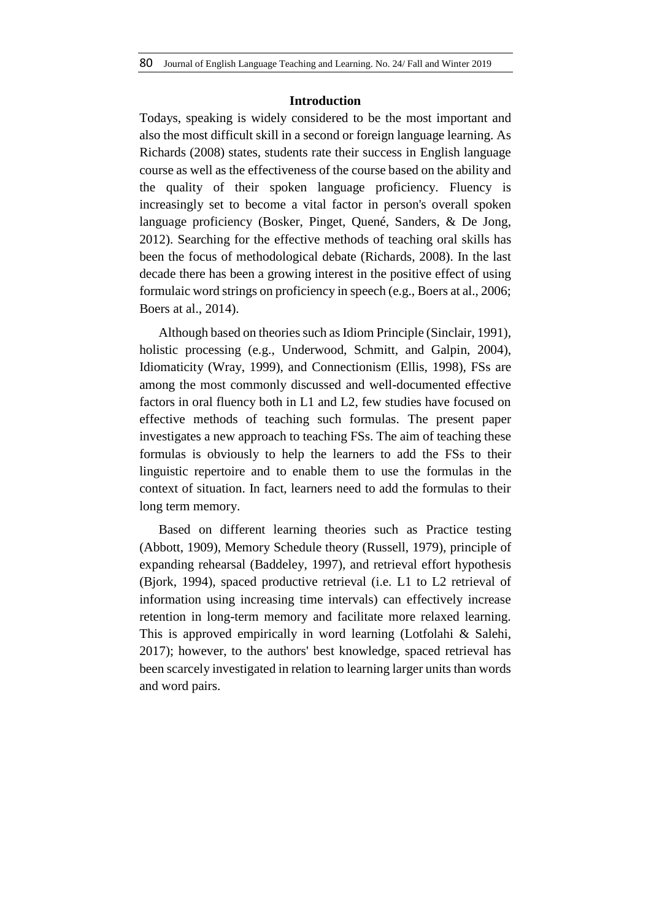## Introduction

Todays, speaking is widely considered to be the most important and also the most difficult skill in a second or foreign language learning. As Richards (2008) states, students rate their success in English language course as well as the effectiveness of the course based on the ability and the quality of their spoken language proficiency. Fluency is increasingly set to become a vital factor in person's overall spoken language proficiency (Bosker, Pinget, Quené, Sanders, & De Jong, 2012). Searching for the effective methods of teaching oral skills has been the focus of methodological debate (Richards, 2008). In the last decade there has been a growing interest in the positive effect of using formulaic word strings on proficiency in speech (e.g., Boers at al., 2006; Boers at al., 2014).

Although based on theories such as Idiom Principle (Sinclair, 1991), holistic processing (e.g., Underwood, Schmitt, and Galpin, 2004), Idiomaticity (Wray, 1999), and Connectionism (Ellis, 1998), FSs are among the most commonly discussed and well-documented effective factors in oral fluency both in L1 and L2, few studies have focused on effective methods of teaching such formulas. The present paper investigates a new approach to teaching FSs. The aim of teaching these formulas is obviously to help the learners to add the FSs to their linguistic repertoire and to enable them to use the formulas in the context of situation. In fact, learners need to add the formulas to their long term memory.

Based on different learning theories such as Practice testing (Abbott, 1909), Memory Schedule theory (Russell, 1979), principle of expanding rehearsal (Baddeley, 1997), and retrieval effort hypothesis (Bjork, 1994), spaced productive retrieval (i.e. L1 to L2 retrieval of information using increasing time intervals) can effectively increase retention in long-term memory and facilitate more relaxed learning. This is approved empirically in word learning (Lotfolahi & Salehi, 2017); however, to the authors' best knowledge, spaced retrieval has been scarcely investigated in relation to learning larger units than words and word pairs.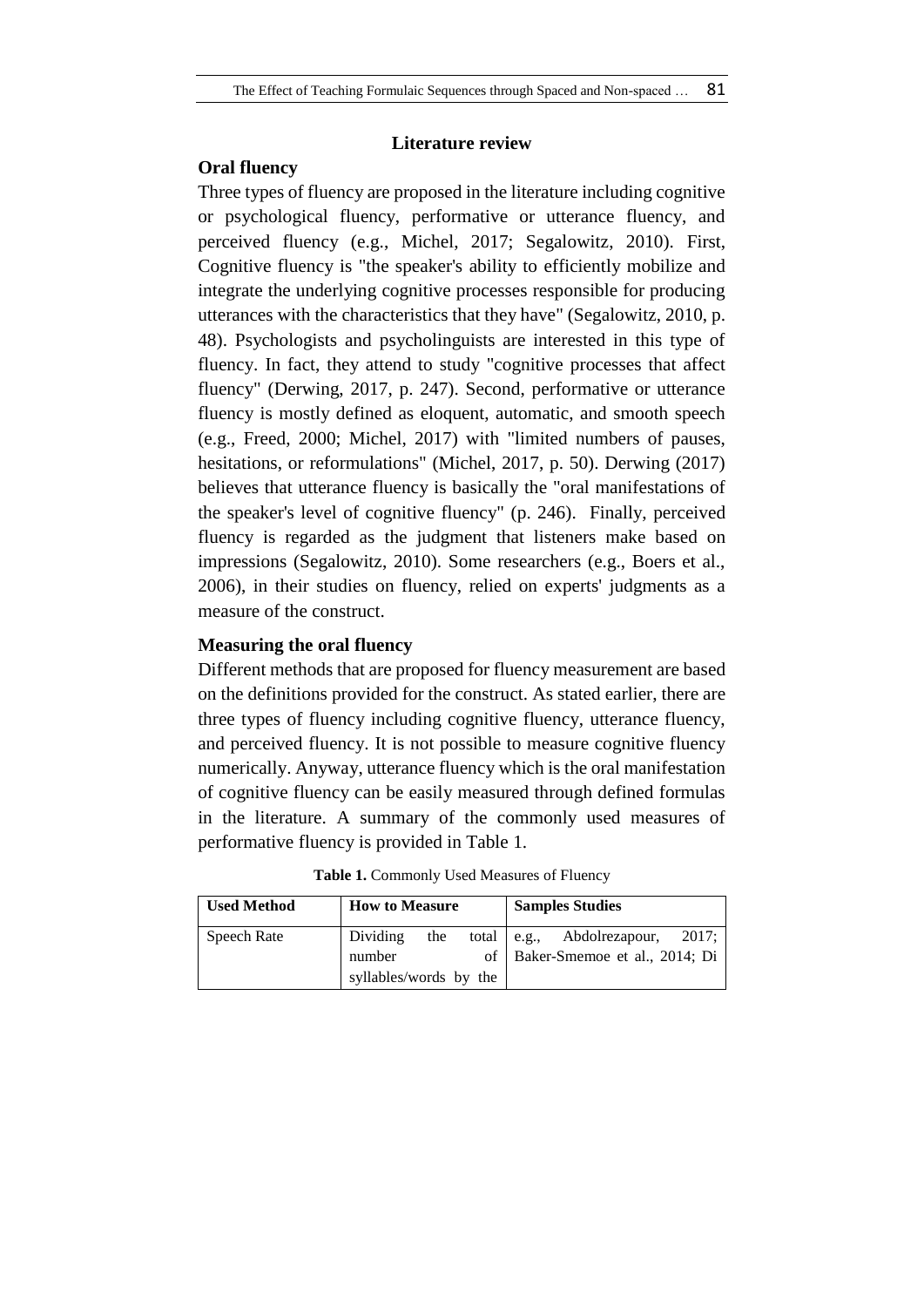## Literature review

### Oral fluency

Three types of fluency are proposed in the literature including cognitive or psychological fluency, performative or utterance fluency, and perceived fluency (e.g., Michel, 2017; Segalowitz, 2010). First, Cognitive fluency is "the speaker's ability to efficiently mobilize and integrate the underlying cognitive processes responsible for producing utterances with the characteristics that they have" (Segalowitz, 2010, p. 48). Psychologists and psycholinguists are interested in this type of fluency. In fact, they attend to study "cognitive processes that affect fluency" (Derwing, 2017, p. 247). Second, performative or utterance fluency is mostly defined as eloquent, automatic, and smooth speech (e.g., Freed, 2000; Michel, 2017) with "limited numbers of pauses, hesitations, or reformulations" (Michel, 2017, p. 50). Derwing (2017) believes that utterance fluency is basically the "oral manifestations of the speaker's level of cognitive fluency" (p. 246). Finally, perceived fluency is regarded as the judgment that listeners make based on impressions (Segalowitz, 2010). Some researchers (e.g., Boers et al., 2006), in their studies on fluency, relied on experts' judgments as a measure of the construct.

### Measuring the oral fluency

Different methods that are proposed for fluency measurement are based on the definitions provided for the construct. As stated earlier, there are three types of fluency including cognitive fluency, utterance fluency, and perceived fluency. It is not possible to measure cognitive fluency numerically. Anyway, utterance fluency which is the oral manifestation of cognitive fluency can be easily measured through defined formulas in the literature. A summary of the commonly used measures of performative fluency is provided in Table 1.

**Table 1.** Commonly Used Measures of Fluency

| Used Method | How to Measure | Samples Studies |
|---|---|---|
| Speech Rate | Dividing the total number of syllables/words by the | e.g., Abdolrezapour, 2017; Baker-Smemoe et al., 2014; Di |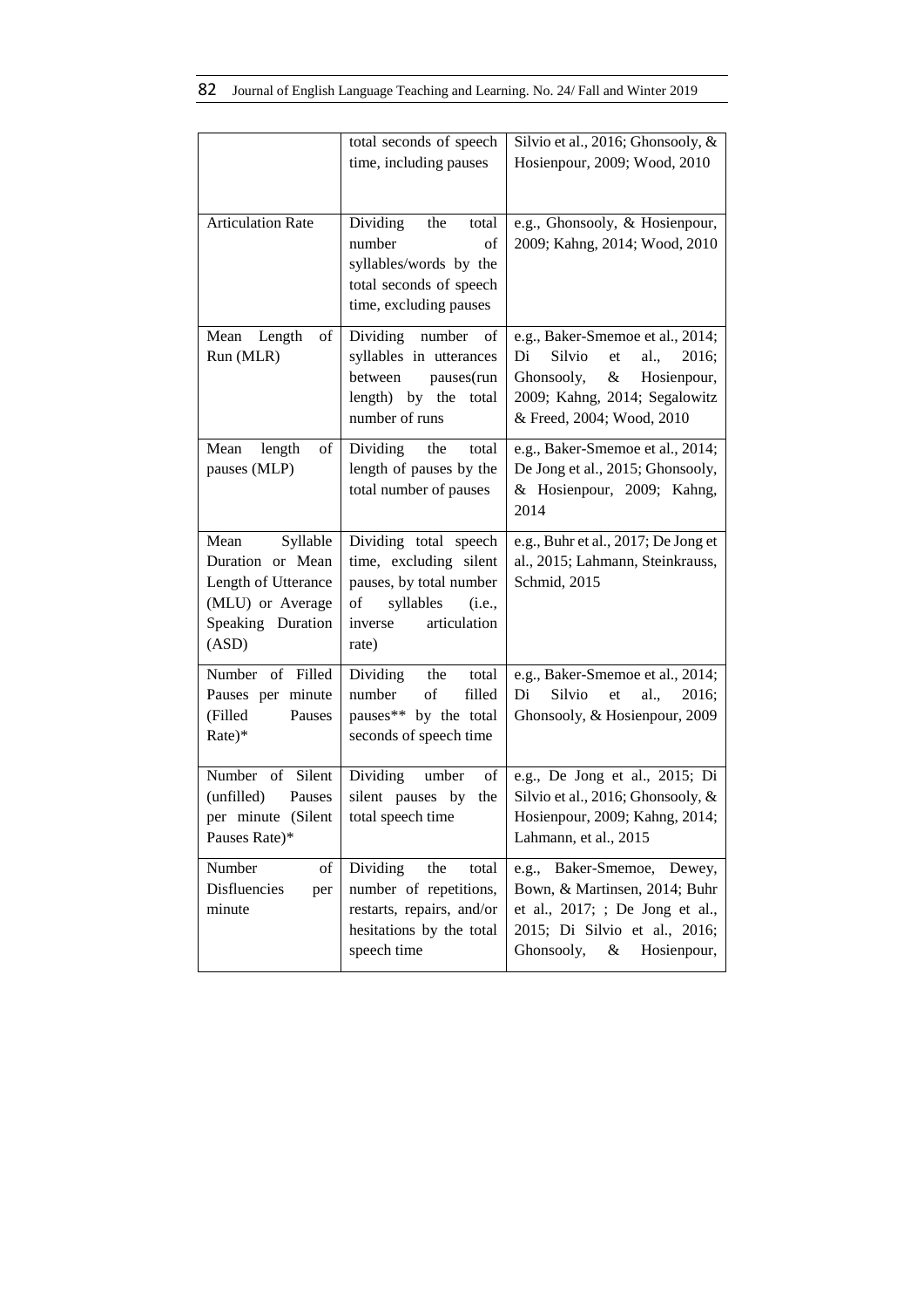|  |  |  |
|---|---|---|
|  | total seconds of speech time, including pauses | Silvio et al., 2016; Ghonsooly, & Hosienpour, 2009; Wood, 2010 |
| Articulation Rate | Dividing the total number of syllables/words by the total seconds of speech time, excluding pauses | e.g., Ghonsooly, & Hosienpour, 2009; Kahng, 2014; Wood, 2010 |
| Mean Length of Run (MLR) | Dividing number of syllables in utterances between pauses(run length) by the total number of runs | e.g., Baker-Smemoe et al., 2014; Di Silvio et al., 2016; Ghonsooly, & Hosienpour, 2009; Kahng, 2014; Segalowitz & Freed, 2004; Wood, 2010 |
| Mean length of pauses (MLP) | Dividing the total length of pauses by the total number of pauses | e.g., Baker-Smemoe et al., 2014; De Jong et al., 2015; Ghonsooly, & Hosienpour, 2009; Kahng, 2014 |
| Mean Syllable Duration or Mean Length of Utterance (MLU) or Average Speaking Duration (ASD) | Dividing total speech time, excluding silent pauses, by total number of syllables (i.e., inverse articulation rate) | e.g., Buhr et al., 2017; De Jong et al., 2015; Lahmann, Steinkrauss, Schmid, 2015 |
| Number of Filled Pauses per minute (Filled Pauses Rate)* | Dividing the total number of filled pauses** by the total seconds of speech time | e.g., Baker-Smemoe et al., 2014; Di Silvio et al., 2016; Ghonsooly, & Hosienpour, 2009 |
| Number of Silent (unfilled) Pauses per minute (Silent Pauses Rate)* | Dividing umber of silent pauses by the total speech time | e.g., De Jong et al., 2015; Di Silvio et al., 2016; Ghonsooly, & Hosienpour, 2009; Kahng, 2014; Lahmann, et al., 2015 |
| Number of Disfluencies per minute | Dividing the total number of repetitions, restarts, repairs, and/or hesitations by the total speech time | e.g., Baker-Smemoe, Dewey, Bown, & Martinsen, 2014; Buhr et al., 2017; ; De Jong et al., 2015; Di Silvio et al., 2016; Ghonsooly, & Hosienpour, |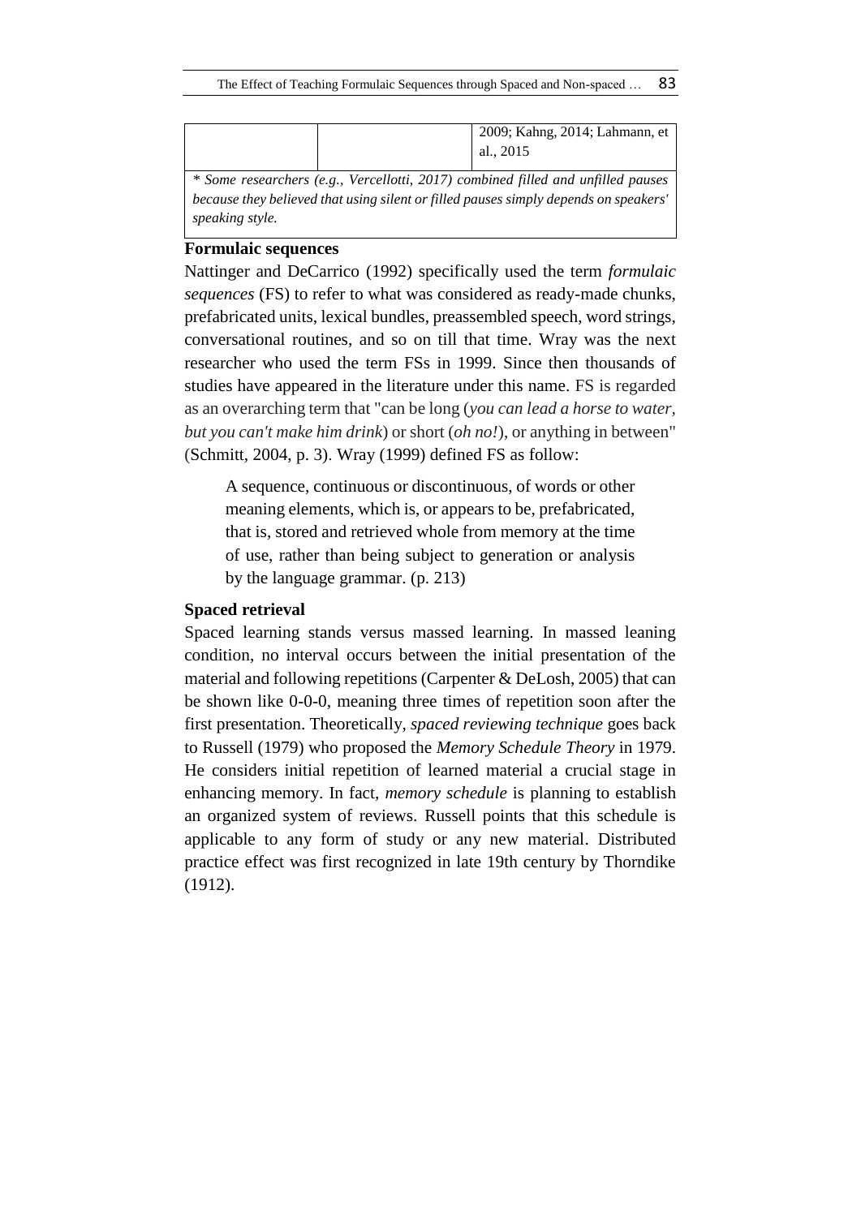|  |  | 2009; Kahng, 2014; Lahmann, et al., 2015 |
| --- | --- | --- |

*\* Some researchers (e.g., Vercellotti, 2017) combined filled and unfilled pauses because they believed that using silent or filled pauses simply depends on speakers' speaking style.*

**Formulaic sequences**

Nattinger and DeCarrico (1992) specifically used the term *formulaic sequences* (FS) to refer to what was considered as ready-made chunks, prefabricated units, lexical bundles, preassembled speech, word strings, conversational routines, and so on till that time. Wray was the next researcher who used the term FSs in 1999. Since then thousands of studies have appeared in the literature under this name. FS is regarded as an overarching term that "can be long (*you can lead a horse to water, but you can't make him drink*) or short (*oh no!*), or anything in between" (Schmitt, 2004, p. 3). Wray (1999) defined FS as follow:

> A sequence, continuous or discontinuous, of words or other meaning elements, which is, or appears to be, prefabricated, that is, stored and retrieved whole from memory at the time of use, rather than being subject to generation or analysis by the language grammar. (p. 213)

**Spaced retrieval**

Spaced learning stands versus massed learning. In massed leaning condition, no interval occurs between the initial presentation of the material and following repetitions (Carpenter & DeLosh, 2005) that can be shown like 0-0-0, meaning three times of repetition soon after the first presentation. Theoretically, *spaced reviewing technique* goes back to Russell (1979) who proposed the *Memory Schedule Theory* in 1979. He considers initial repetition of learned material a crucial stage in enhancing memory. In fact, *memory schedule* is planning to establish an organized system of reviews. Russell points that this schedule is applicable to any form of study or any new material. Distributed practice effect was first recognized in late 19th century by Thorndike (1912).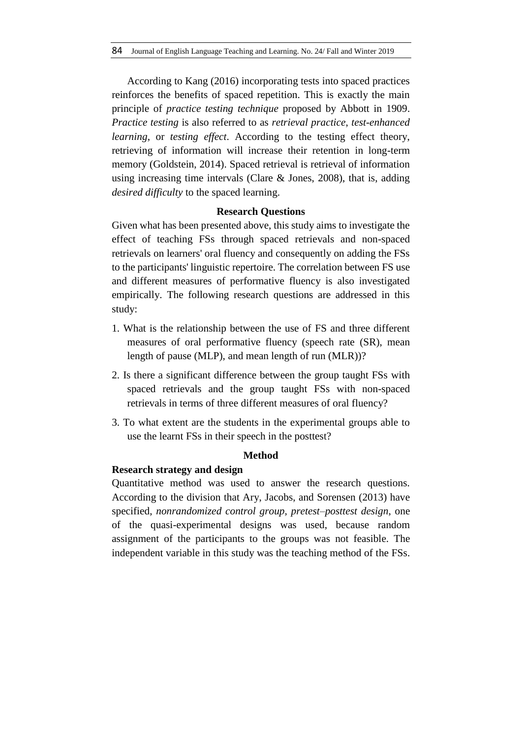According to Kang (2016) incorporating tests into spaced practices reinforces the benefits of spaced repetition. This is exactly the main principle of *practice testing technique* proposed by Abbott in 1909. *Practice testing* is also referred to as *retrieval practice*, *test-enhanced learning*, or *testing effect*. According to the testing effect theory, retrieving of information will increase their retention in long-term memory (Goldstein, 2014). Spaced retrieval is retrieval of information using increasing time intervals (Clare & Jones, 2008), that is, adding *desired difficulty* to the spaced learning.

## Research Questions

Given what has been presented above, this study aims to investigate the effect of teaching FSs through spaced retrievals and non-spaced retrievals on learners' oral fluency and consequently on adding the FSs to the participants' linguistic repertoire. The correlation between FS use and different measures of performative fluency is also investigated empirically. The following research questions are addressed in this study:

1. What is the relationship between the use of FS and three different measures of oral performative fluency (speech rate (SR), mean length of pause (MLP), and mean length of run (MLR))?
2. Is there a significant difference between the group taught FSs with spaced retrievals and the group taught FSs with non-spaced retrievals in terms of three different measures of oral fluency?
3. To what extent are the students in the experimental groups able to use the learnt FSs in their speech in the posttest?

## Method

### Research strategy and design

Quantitative method was used to answer the research questions. According to the division that Ary, Jacobs, and Sorensen (2013) have specified, *nonrandomized control group, pretest–posttest design*, one of the quasi-experimental designs was used, because random assignment of the participants to the groups was not feasible. The independent variable in this study was the teaching method of the FSs.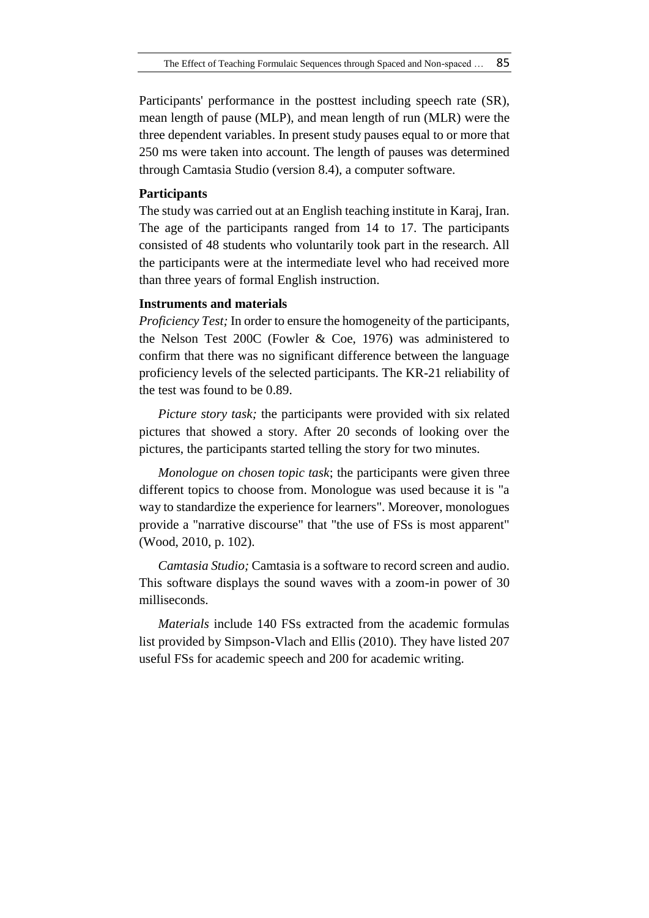Participants' performance in the posttest including speech rate (SR), mean length of pause (MLP), and mean length of run (MLR) were the three dependent variables. In present study pauses equal to or more that 250 ms were taken into account. The length of pauses was determined through Camtasia Studio (version 8.4), a computer software.

### Participants

The study was carried out at an English teaching institute in Karaj, Iran. The age of the participants ranged from 14 to 17. The participants consisted of 48 students who voluntarily took part in the research. All the participants were at the intermediate level who had received more than three years of formal English instruction.

### Instruments and materials

*Proficiency Test;* In order to ensure the homogeneity of the participants, the Nelson Test 200C (Fowler & Coe, 1976) was administered to confirm that there was no significant difference between the language proficiency levels of the selected participants. The KR-21 reliability of the test was found to be 0.89.

*Picture story task;* the participants were provided with six related pictures that showed a story. After 20 seconds of looking over the pictures, the participants started telling the story for two minutes.

*Monologue on chosen topic task*; the participants were given three different topics to choose from. Monologue was used because it is "a way to standardize the experience for learners". Moreover, monologues provide a "narrative discourse" that "the use of FSs is most apparent" (Wood, 2010, p. 102).

*Camtasia Studio;* Camtasia is a software to record screen and audio. This software displays the sound waves with a zoom-in power of 30 milliseconds.

*Materials* include 140 FSs extracted from the academic formulas list provided by Simpson-Vlach and Ellis (2010). They have listed 207 useful FSs for academic speech and 200 for academic writing.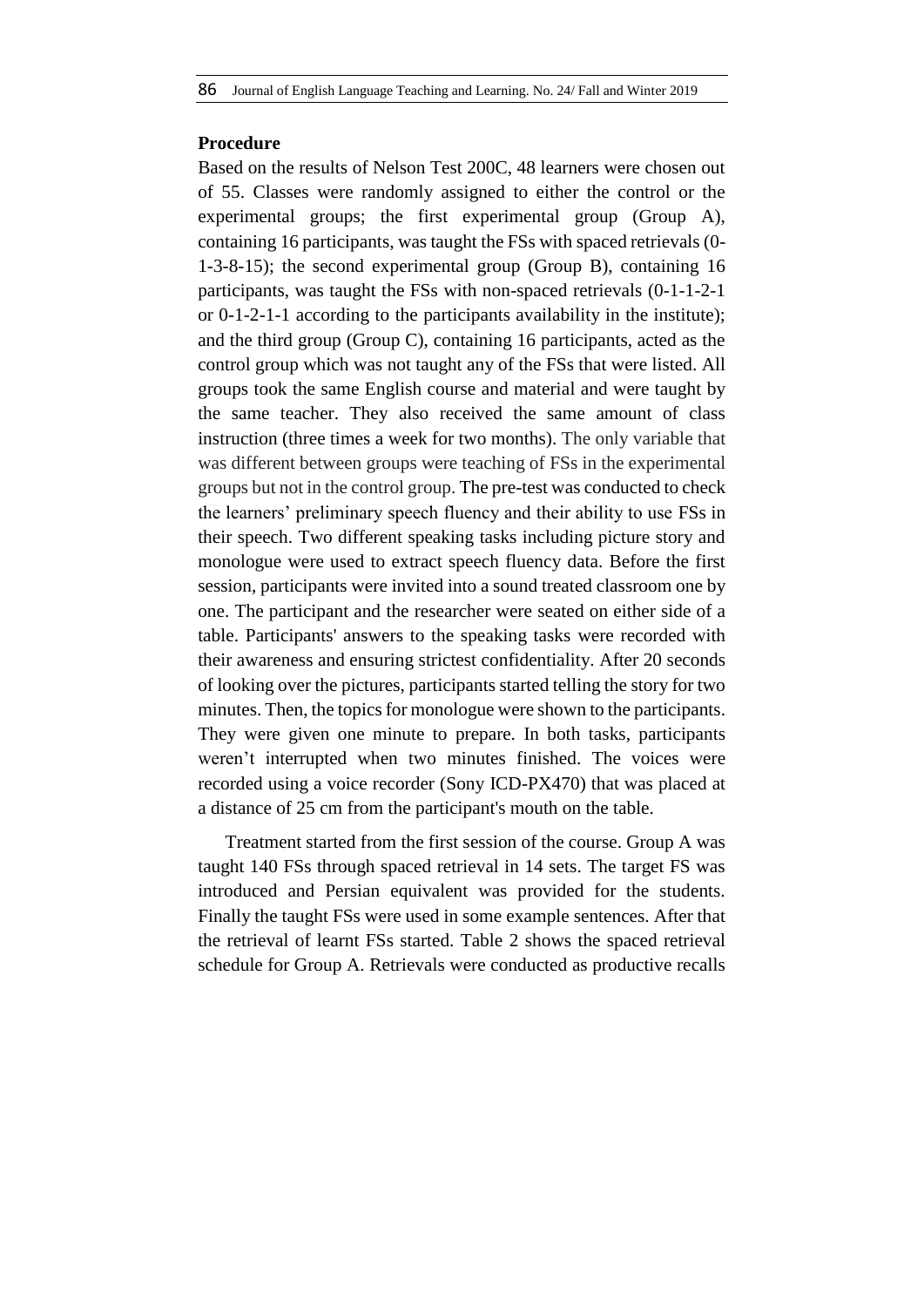### Procedure

Based on the results of Nelson Test 200C, 48 learners were chosen out of 55. Classes were randomly assigned to either the control or the experimental groups; the first experimental group (Group A), containing 16 participants, was taught the FSs with spaced retrievals (0-1-3-8-15); the second experimental group (Group B), containing 16 participants, was taught the FSs with non-spaced retrievals (0-1-1-2-1 or 0-1-2-1-1 according to the participants availability in the institute); and the third group (Group C), containing 16 participants, acted as the control group which was not taught any of the FSs that were listed. All groups took the same English course and material and were taught by the same teacher. They also received the same amount of class instruction (three times a week for two months). The only variable that was different between groups were teaching of FSs in the experimental groups but not in the control group. The pre-test was conducted to check the learners' preliminary speech fluency and their ability to use FSs in their speech. Two different speaking tasks including picture story and monologue were used to extract speech fluency data. Before the first session, participants were invited into a sound treated classroom one by one. The participant and the researcher were seated on either side of a table. Participants' answers to the speaking tasks were recorded with their awareness and ensuring strictest confidentiality. After 20 seconds of looking over the pictures, participants started telling the story for two minutes. Then, the topics for monologue were shown to the participants. They were given one minute to prepare. In both tasks, participants weren't interrupted when two minutes finished. The voices were recorded using a voice recorder (Sony ICD-PX470) that was placed at a distance of 25 cm from the participant's mouth on the table.

Treatment started from the first session of the course. Group A was taught 140 FSs through spaced retrieval in 14 sets. The target FS was introduced and Persian equivalent was provided for the students. Finally the taught FSs were used in some example sentences. After that the retrieval of learnt FSs started. Table 2 shows the spaced retrieval schedule for Group A. Retrievals were conducted as productive recalls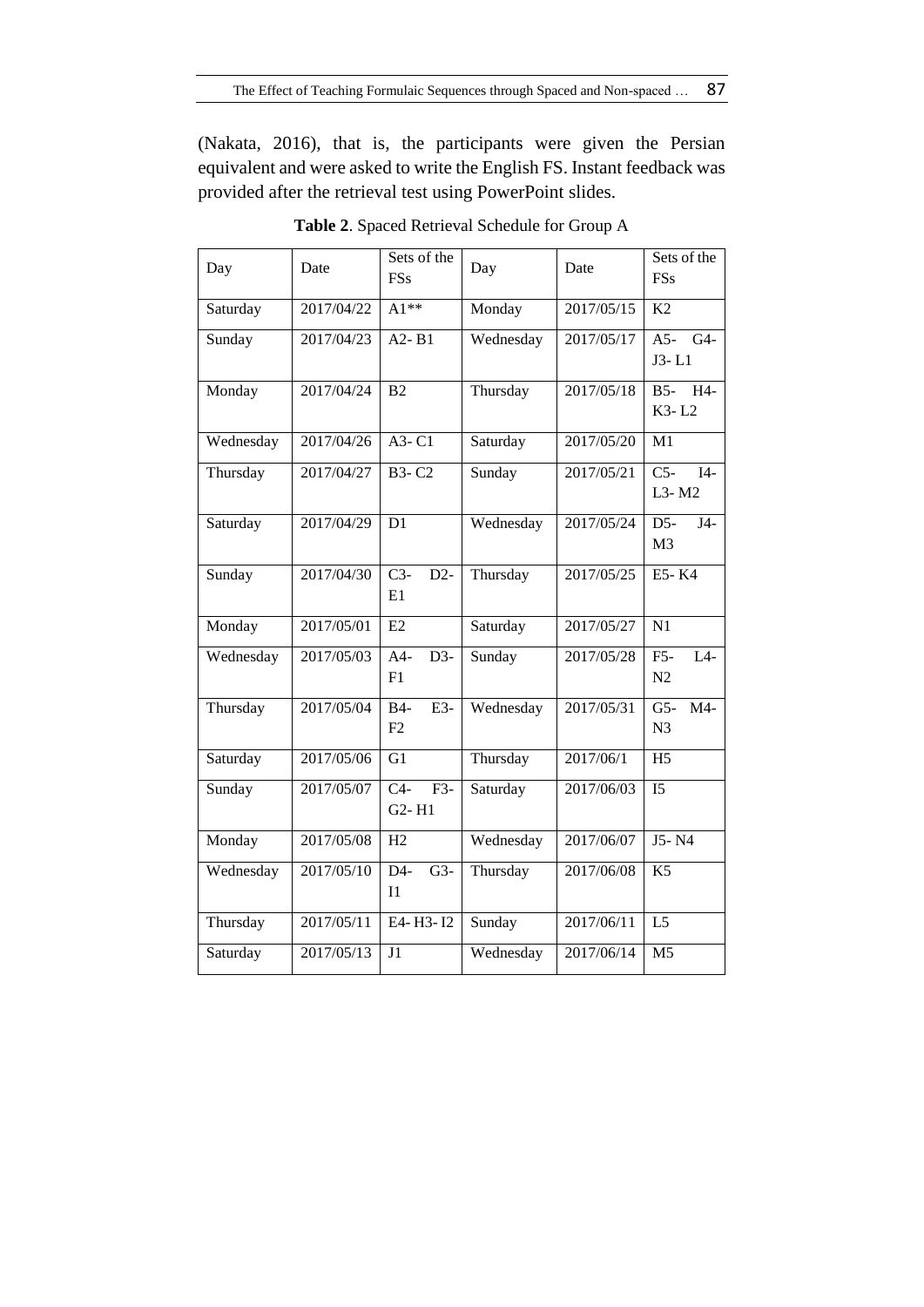(Nakata, 2016), that is, the participants were given the Persian equivalent and were asked to write the English FS. Instant feedback was provided after the retrieval test using PowerPoint slides.

**Table 2**. Spaced Retrieval Schedule for Group A

| Day | Date | Sets of the FSs | Day | Date | Sets of the FSs |
|---|---|---|---|---|---|
| Saturday | 2017/04/22 | A1** | Monday | 2017/05/15 | K2 |
| Sunday | 2017/04/23 | A2- B1 | Wednesday | 2017/05/17 | A5- G4- J3- L1 |
| Monday | 2017/04/24 | B2 | Thursday | 2017/05/18 | B5- H4- K3- L2 |
| Wednesday | 2017/04/26 | A3- C1 | Saturday | 2017/05/20 | M1 |
| Thursday | 2017/04/27 | B3- C2 | Sunday | 2017/05/21 | C5- I4- L3- M2 |
| Saturday | 2017/04/29 | D1 | Wednesday | 2017/05/24 | D5- J4- M3 |
| Sunday | 2017/04/30 | C3- D2- E1 | Thursday | 2017/05/25 | E5- K4 |
| Monday | 2017/05/01 | E2 | Saturday | 2017/05/27 | N1 |
| Wednesday | 2017/05/03 | A4- D3- F1 | Sunday | 2017/05/28 | F5- L4- N2 |
| Thursday | 2017/05/04 | B4- E3- F2 | Wednesday | 2017/05/31 | G5- M4- N3 |
| Saturday | 2017/05/06 | G1 | Thursday | 2017/06/1 | H5 |
| Sunday | 2017/05/07 | C4- F3- G2- H1 | Saturday | 2017/06/03 | I5 |
| Monday | 2017/05/08 | H2 | Wednesday | 2017/06/07 | J5- N4 |
| Wednesday | 2017/05/10 | D4- G3- I1 | Thursday | 2017/06/08 | K5 |
| Thursday | 2017/05/11 | E4- H3- I2 | Sunday | 2017/06/11 | L5 |
| Saturday | 2017/05/13 | J1 | Wednesday | 2017/06/14 | M5 |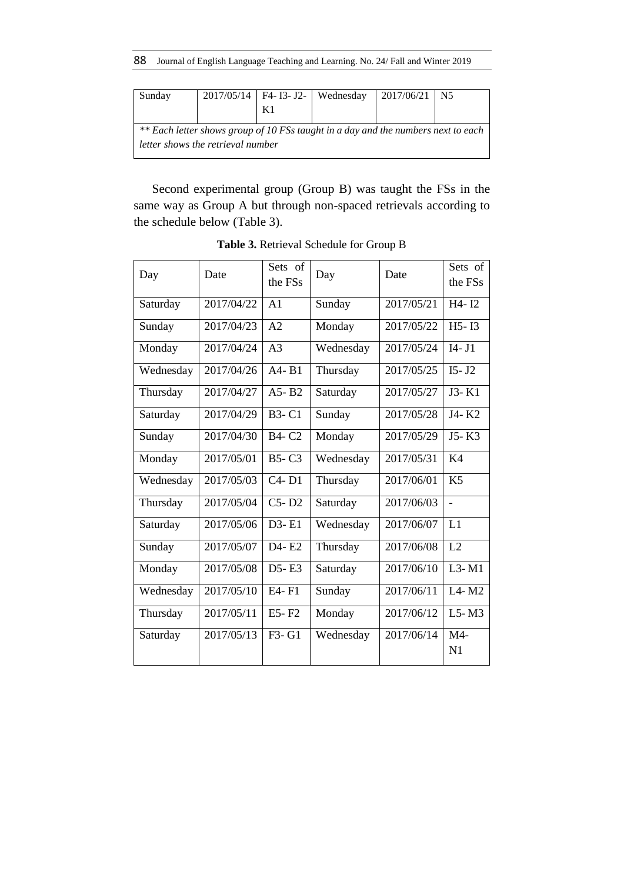| Sunday | 2017/05/14 | F4- I3- J2- K1 | Wednesday | 2017/06/21 | N5 |
|---|---|---|---|---|---|

*** Each letter shows group of 10 FSs taught in a day and the numbers next to each letter shows the retrieval number*

Second experimental group (Group B) was taught the FSs in the same way as Group A but through non-spaced retrievals according to the schedule below (Table 3).

**Table 3.** Retrieval Schedule for Group B

| Day | Date | Sets of the FSs | Day | Date | Sets of the FSs |
|---|---|---|---|---|---|
| Saturday | 2017/04/22 | A1 | Sunday | 2017/05/21 | H4- I2 |
| Sunday | 2017/04/23 | A2 | Monday | 2017/05/22 | H5- I3 |
| Monday | 2017/04/24 | A3 | Wednesday | 2017/05/24 | I4- J1 |
| Wednesday | 2017/04/26 | A4- B1 | Thursday | 2017/05/25 | I5- J2 |
| Thursday | 2017/04/27 | A5- B2 | Saturday | 2017/05/27 | J3- K1 |
| Saturday | 2017/04/29 | B3- C1 | Sunday | 2017/05/28 | J4- K2 |
| Sunday | 2017/04/30 | B4- C2 | Monday | 2017/05/29 | J5- K3 |
| Monday | 2017/05/01 | B5- C3 | Wednesday | 2017/05/31 | K4 |
| Wednesday | 2017/05/03 | C4- D1 | Thursday | 2017/06/01 | K5 |
| Thursday | 2017/05/04 | C5- D2 | Saturday | 2017/06/03 | - |
| Saturday | 2017/05/06 | D3- E1 | Wednesday | 2017/06/07 | L1 |
| Sunday | 2017/05/07 | D4- E2 | Thursday | 2017/06/08 | L2 |
| Monday | 2017/05/08 | D5- E3 | Saturday | 2017/06/10 | L3- M1 |
| Wednesday | 2017/05/10 | E4- F1 | Sunday | 2017/06/11 | L4- M2 |
| Thursday | 2017/05/11 | E5- F2 | Monday | 2017/06/12 | L5- M3 |
| Saturday | 2017/05/13 | F3- G1 | Wednesday | 2017/06/14 | M4- N1 |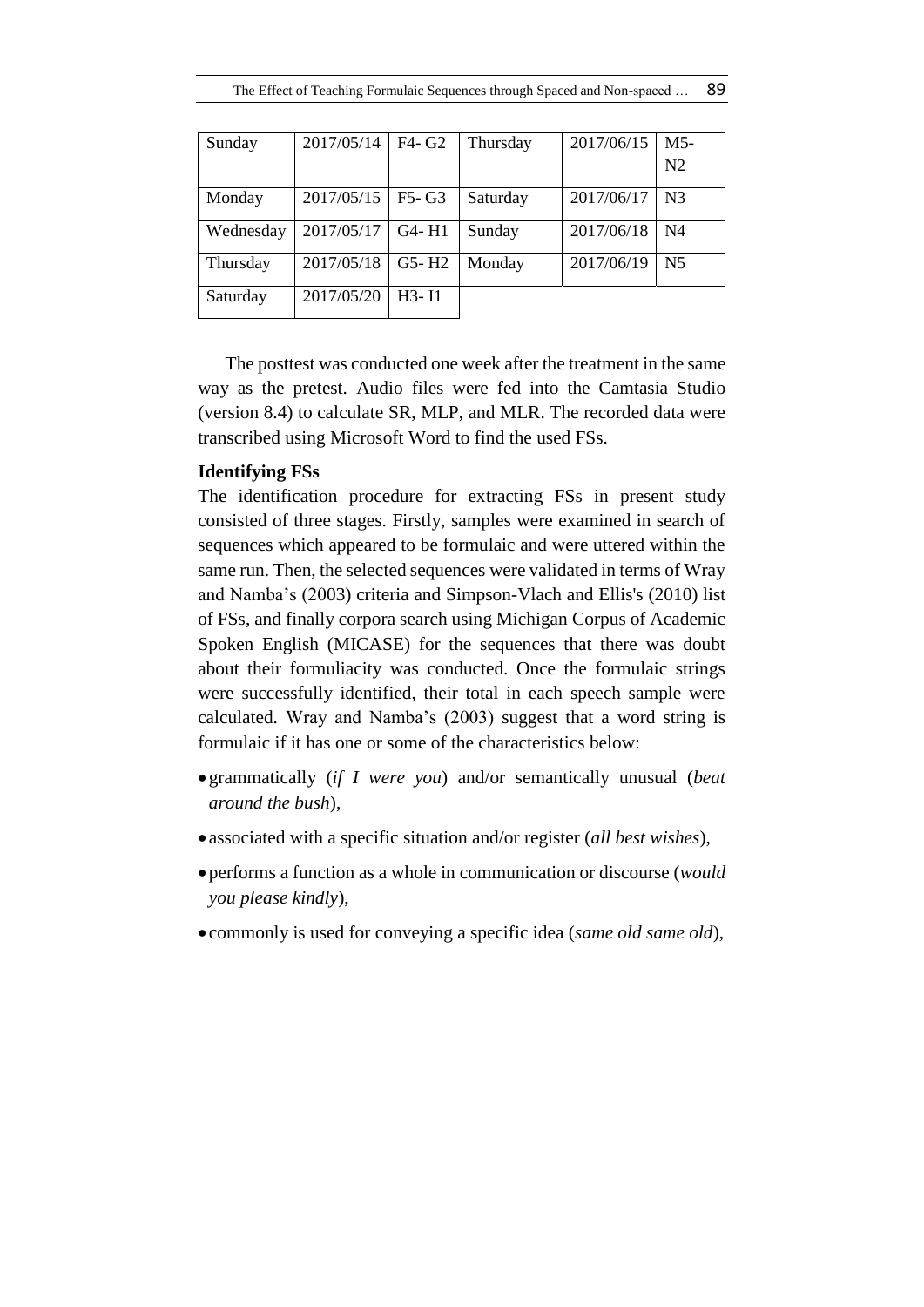| Sunday | 2017/05/14 | F4- G2 | Thursday | 2017/06/15 | M5-N2 |
| --- | --- | --- | --- | --- | --- |
| Monday | 2017/05/15 | F5- G3 | Saturday | 2017/06/17 | N3 |
| Wednesday | 2017/05/17 | G4- H1 | Sunday | 2017/06/18 | N4 |
| Thursday | 2017/05/18 | G5- H2 | Monday | 2017/06/19 | N5 |
| Saturday | 2017/05/20 | H3- I1 | | | |

The posttest was conducted one week after the treatment in the same way as the pretest. Audio files were fed into the Camtasia Studio (version 8.4) to calculate SR, MLP, and MLR. The recorded data were transcribed using Microsoft Word to find the used FSs.

**Identifying FSs**

The identification procedure for extracting FSs in present study consisted of three stages. Firstly, samples were examined in search of sequences which appeared to be formulaic and were uttered within the same run. Then, the selected sequences were validated in terms of Wray and Namba's (2003) criteria and Simpson-Vlach and Ellis's (2010) list of FSs, and finally corpora search using Michigan Corpus of Academic Spoken English (MICASE) for the sequences that there was doubt about their formuliacity was conducted. Once the formulaic strings were successfully identified, their total in each speech sample were calculated. Wray and Namba's (2003) suggest that a word string is formulaic if it has one or some of the characteristics below:

- grammatically (*if I were you*) and/or semantically unusual (*beat around the bush*),
- associated with a specific situation and/or register (*all best wishes*),
- performs a function as a whole in communication or discourse (*would you please kindly*),
- commonly is used for conveying a specific idea (*same old same old*),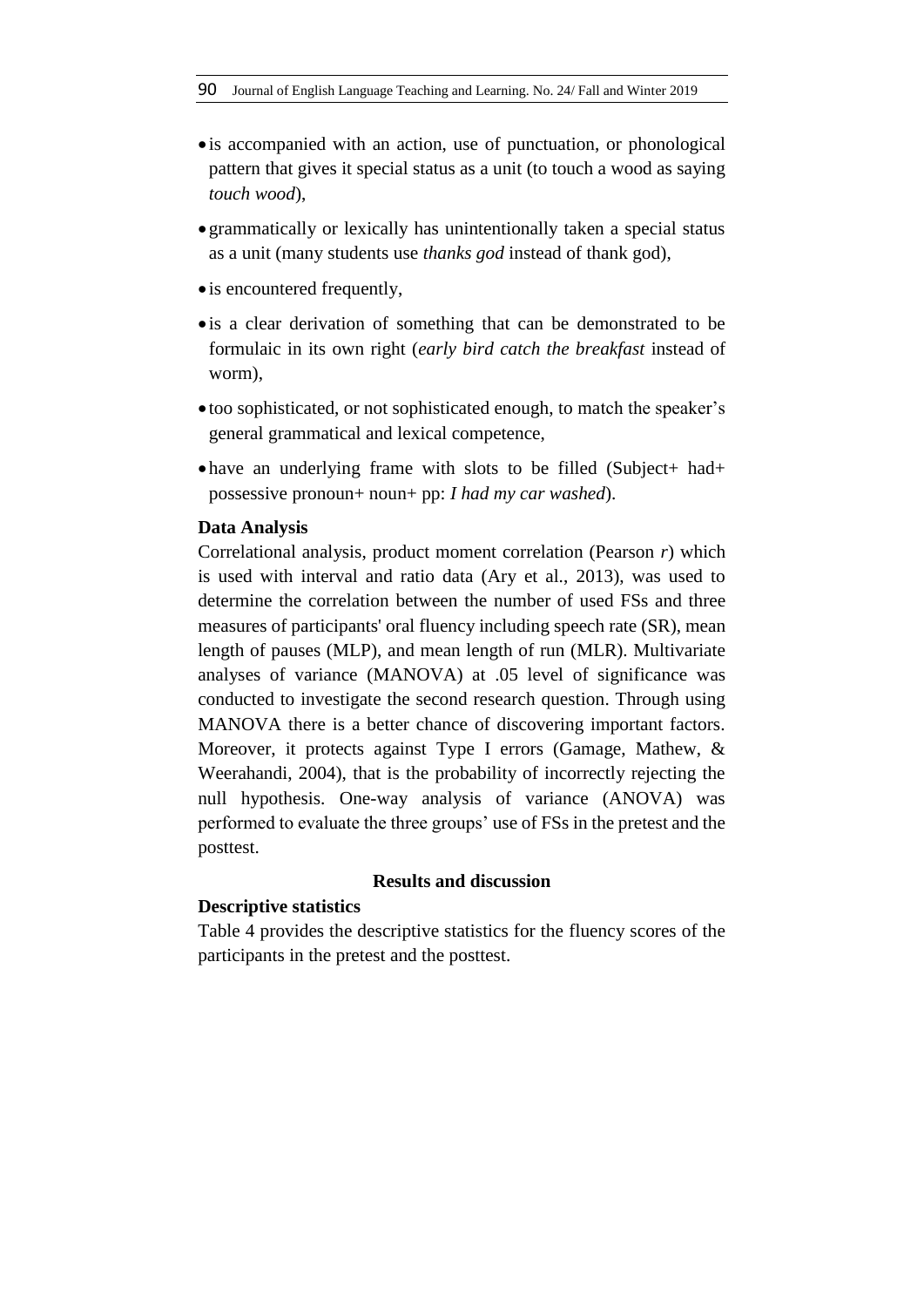- is accompanied with an action, use of punctuation, or phonological pattern that gives it special status as a unit (to touch a wood as saying *touch wood*),
- grammatically or lexically has unintentionally taken a special status as a unit (many students use *thanks god* instead of thank god),
- is encountered frequently,
- is a clear derivation of something that can be demonstrated to be formulaic in its own right (*early bird catch the breakfast* instead of worm),
- too sophisticated, or not sophisticated enough, to match the speaker's general grammatical and lexical competence,
- have an underlying frame with slots to be filled (Subject+ had+ possessive pronoun+ noun+ pp: *I had my car washed*).

**Data Analysis**

Correlational analysis, product moment correlation (Pearson *r*) which is used with interval and ratio data (Ary et al., 2013), was used to determine the correlation between the number of used FSs and three measures of participants' oral fluency including speech rate (SR), mean length of pauses (MLP), and mean length of run (MLR). Multivariate analyses of variance (MANOVA) at .05 level of significance was conducted to investigate the second research question. Through using MANOVA there is a better chance of discovering important factors. Moreover, it protects against Type I errors (Gamage, Mathew, & Weerahandi, 2004), that is the probability of incorrectly rejecting the null hypothesis. One-way analysis of variance (ANOVA) was performed to evaluate the three groups' use of FSs in the pretest and the posttest.

## Results and discussion

**Descriptive statistics**

Table 4 provides the descriptive statistics for the fluency scores of the participants in the pretest and the posttest.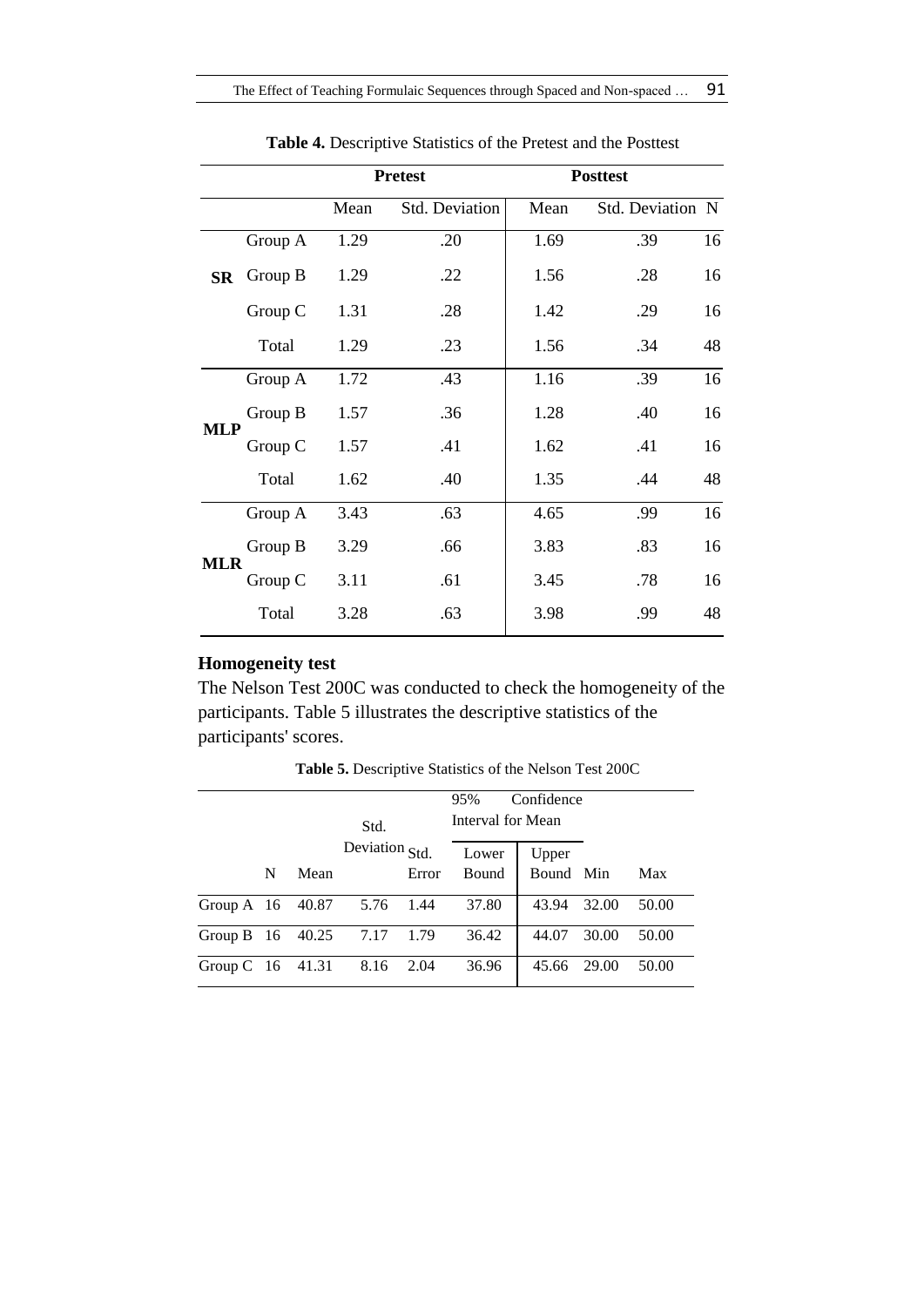**Table 4.** Descriptive Statistics of the Pretest and the Posttest

| | | Pretest | | Posttest | | |
|---|---|---|---|---|---|---|
| | | Mean | Std. Deviation | Mean | Std. Deviation | N |
| SR | Group A | 1.29 | .20 | 1.69 | .39 | 16 |
| | Group B | 1.29 | .22 | 1.56 | .28 | 16 |
| | Group C | 1.31 | .28 | 1.42 | .29 | 16 |
| | Total | 1.29 | .23 | 1.56 | .34 | 48 |
| MLP | Group A | 1.72 | .43 | 1.16 | .39 | 16 |
| | Group B | 1.57 | .36 | 1.28 | .40 | 16 |
| | Group C | 1.57 | .41 | 1.62 | .41 | 16 |
| | Total | 1.62 | .40 | 1.35 | .44 | 48 |
| MLR | Group A | 3.43 | .63 | 4.65 | .99 | 16 |
| | Group B | 3.29 | .66 | 3.83 | .83 | 16 |
| | Group C | 3.11 | .61 | 3.45 | .78 | 16 |
| | Total | 3.28 | .63 | 3.98 | .99 | 48 |

## Homogeneity test

The Nelson Test 200C was conducted to check the homogeneity of the participants. Table 5 illustrates the descriptive statistics of the participants' scores.

**Table 5.** Descriptive Statistics of the Nelson Test 200C

| | | | | | 95% Confidence Interval for Mean | | | |
|---|---|---|---|---|---|---|---|---|
| | N | Mean | Std. Deviation | Std. Error | Lower Bound | Upper Bound | Min | Max |
| Group A | 16 | 40.87 | 5.76 | 1.44 | 37.80 | 43.94 | 32.00 | 50.00 |
| Group B | 16 | 40.25 | 7.17 | 1.79 | 36.42 | 44.07 | 30.00 | 50.00 |
| Group C | 16 | 41.31 | 8.16 | 2.04 | 36.96 | 45.66 | 29.00 | 50.00 |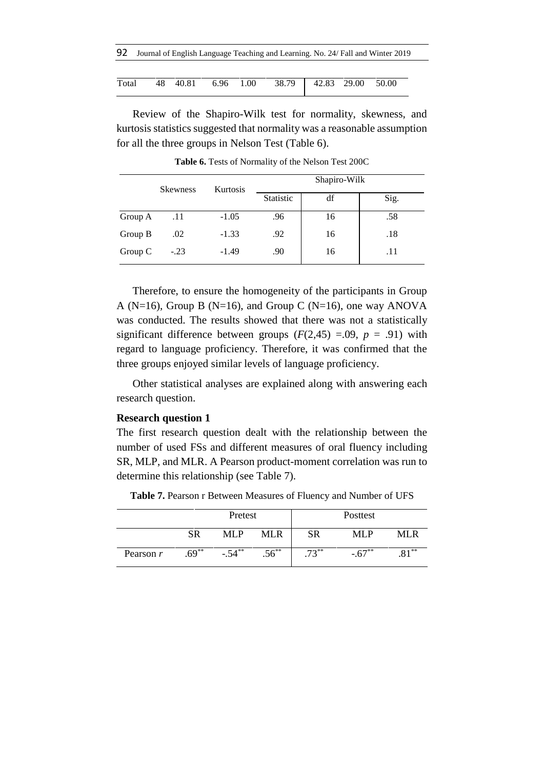| Total | 48 | 40.81 | 6.96 | 1.00 | 38.79 | 42.83 | 29.00 | 50.00 |
|---|---|---|---|---|---|---|---|---|

Review of the Shapiro-Wilk test for normality, skewness, and kurtosis statistics suggested that normality was a reasonable assumption for all the three groups in Nelson Test (Table 6).

**Table 6.** Tests of Normality of the Nelson Test 200C

| | Skewness | Kurtosis | Shapiro-Wilk | | |
|---|---|---|---|---|---|
| | | | Statistic | df | Sig. |
| Group A | .11 | -1.05 | .96 | 16 | .58 |
| Group B | .02 | -1.33 | .92 | 16 | .18 |
| Group C | -.23 | -1.49 | .90 | 16 | .11 |

Therefore, to ensure the homogeneity of the participants in Group A (N=16), Group B (N=16), and Group C (N=16), one way ANOVA was conducted. The results showed that there was not a statistically significant difference between groups ($F(2,45) = .09$, $p = .91$) with regard to language proficiency. Therefore, it was confirmed that the three groups enjoyed similar levels of language proficiency.

Other statistical analyses are explained along with answering each research question.

**Research question 1**

The first research question dealt with the relationship between the number of used FSs and different measures of oral fluency including SR, MLP, and MLR. A Pearson product-moment correlation was run to determine this relationship (see Table 7).

**Table 7.** Pearson r Between Measures of Fluency and Number of UFS

| | Pretest | | | Posttest | | |
|---|---|---|---|---|---|---|
| | SR | MLP | MLR | SR | MLP | MLR |
| Pearson *r* | .69** | -.54** | .56** | .73** | -.67** | .81** |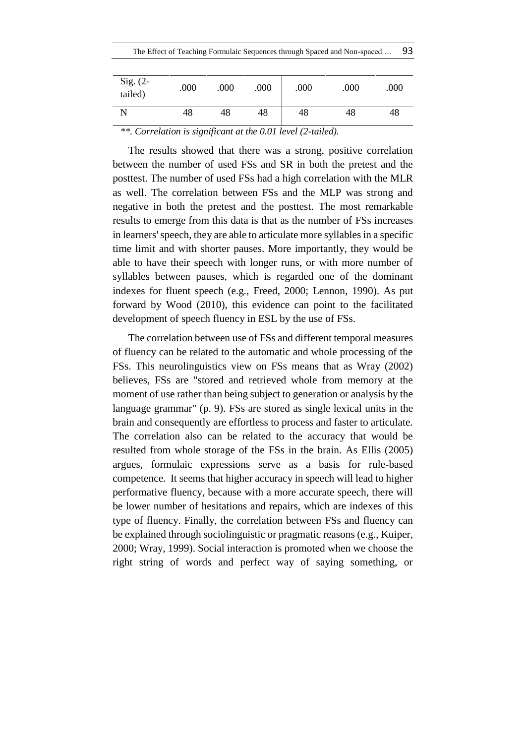| Sig. (2-tailed) | .000 | .000 | .000 | .000 | .000 | .000 |
|---|---|---|---|---|---|---|
| N | 48 | 48 | 48 | 48 | 48 | 48 |

*\*\*. Correlation is significant at the 0.01 level (2-tailed).*

The results showed that there was a strong, positive correlation between the number of used FSs and SR in both the pretest and the posttest. The number of used FSs had a high correlation with the MLR as well. The correlation between FSs and the MLP was strong and negative in both the pretest and the posttest. The most remarkable results to emerge from this data is that as the number of FSs increases in learners' speech, they are able to articulate more syllables in a specific time limit and with shorter pauses. More importantly, they would be able to have their speech with longer runs, or with more number of syllables between pauses, which is regarded one of the dominant indexes for fluent speech (e.g., Freed, 2000; Lennon, 1990). As put forward by Wood (2010), this evidence can point to the facilitated development of speech fluency in ESL by the use of FSs.

The correlation between use of FSs and different temporal measures of fluency can be related to the automatic and whole processing of the FSs. This neurolinguistics view on FSs means that as Wray (2002) believes, FSs are "stored and retrieved whole from memory at the moment of use rather than being subject to generation or analysis by the language grammar" (p. 9). FSs are stored as single lexical units in the brain and consequently are effortless to process and faster to articulate. The correlation also can be related to the accuracy that would be resulted from whole storage of the FSs in the brain. As Ellis (2005) argues, formulaic expressions serve as a basis for rule-based competence. It seems that higher accuracy in speech will lead to higher performative fluency, because with a more accurate speech, there will be lower number of hesitations and repairs, which are indexes of this type of fluency. Finally, the correlation between FSs and fluency can be explained through sociolinguistic or pragmatic reasons (e.g., Kuiper, 2000; Wray, 1999). Social interaction is promoted when we choose the right string of words and perfect way of saying something, or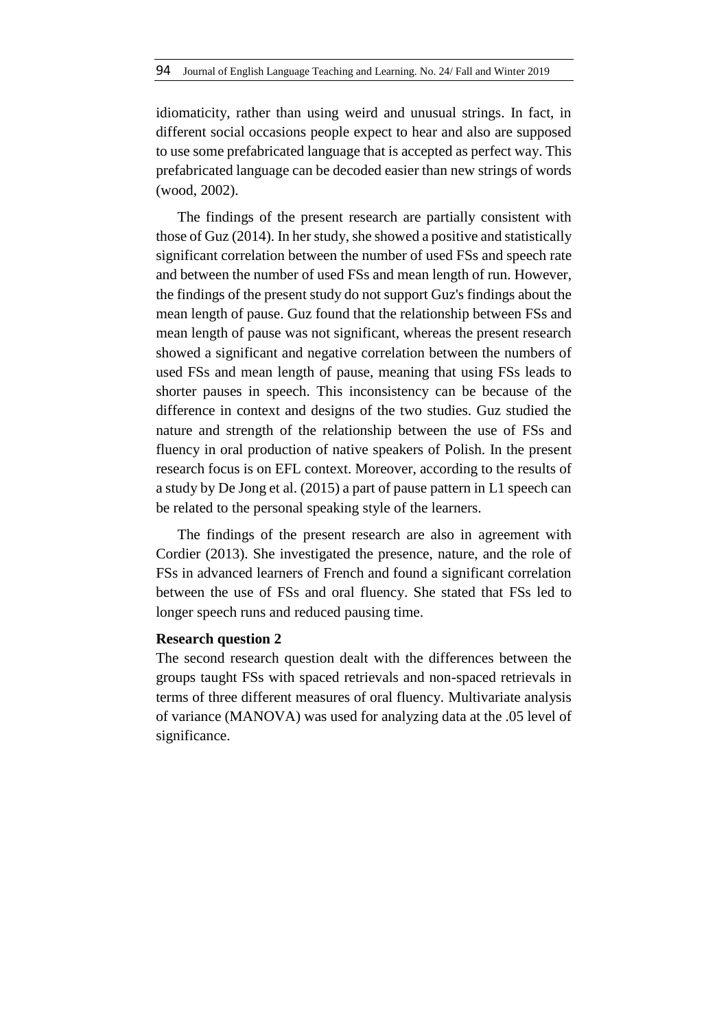idiomaticity, rather than using weird and unusual strings. In fact, in different social occasions people expect to hear and also are supposed to use some prefabricated language that is accepted as perfect way. This prefabricated language can be decoded easier than new strings of words (wood, 2002).

The findings of the present research are partially consistent with those of Guz (2014). In her study, she showed a positive and statistically significant correlation between the number of used FSs and speech rate and between the number of used FSs and mean length of run. However, the findings of the present study do not support Guz's findings about the mean length of pause. Guz found that the relationship between FSs and mean length of pause was not significant, whereas the present research showed a significant and negative correlation between the numbers of used FSs and mean length of pause, meaning that using FSs leads to shorter pauses in speech. This inconsistency can be because of the difference in context and designs of the two studies. Guz studied the nature and strength of the relationship between the use of FSs and fluency in oral production of native speakers of Polish. In the present research focus is on EFL context. Moreover, according to the results of a study by De Jong et al. (2015) a part of pause pattern in L1 speech can be related to the personal speaking style of the learners.

The findings of the present research are also in agreement with Cordier (2013). She investigated the presence, nature, and the role of FSs in advanced learners of French and found a significant correlation between the use of FSs and oral fluency. She stated that FSs led to longer speech runs and reduced pausing time.

**Research question 2**

The second research question dealt with the differences between the groups taught FSs with spaced retrievals and non-spaced retrievals in terms of three different measures of oral fluency. Multivariate analysis of variance (MANOVA) was used for analyzing data at the .05 level of significance.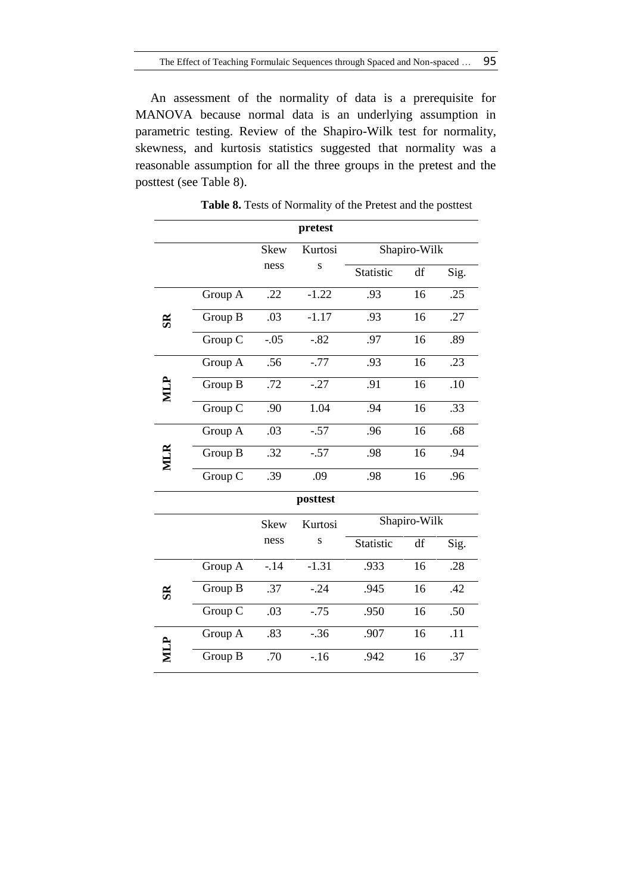An assessment of the normality of data is a prerequisite for MANOVA because normal data is an underlying assumption in parametric testing. Review of the Shapiro-Wilk test for normality, skewness, and kurtosis statistics suggested that normality was a reasonable assumption for all the three groups in the pretest and the posttest (see Table 8).

**Table 8.** Tests of Normality of the Pretest and the posttest

| | | Skewness | Kurtosis | Shapiro-Wilk | | |
|---|---|---|---|---|---|---|
| | | | | Statistic | df | Sig. |
| **pretest** | | | | | | |
| **SR** | Group A | .22 | -1.22 | .93 | 16 | .25 |
| | Group B | .03 | -1.17 | .93 | 16 | .27 |
| | Group C | -.05 | -.82 | .97 | 16 | .89 |
| **MLP** | Group A | .56 | -.77 | .93 | 16 | .23 |
| | Group B | .72 | -.27 | .91 | 16 | .10 |
| | Group C | .90 | 1.04 | .94 | 16 | .33 |
| **MLR** | Group A | .03 | -.57 | .96 | 16 | .68 |
| | Group B | .32 | -.57 | .98 | 16 | .94 |
| | Group C | .39 | .09 | .98 | 16 | .96 |
| **posttest** | | | | | | |
| **SR** | Group A | -.14 | -1.31 | .933 | 16 | .28 |
| | Group B | .37 | -.24 | .945 | 16 | .42 |
| | Group C | .03 | -.75 | .950 | 16 | .50 |
| **MLP** | Group A | .83 | -.36 | .907 | 16 | .11 |
| | Group B | .70 | -.16 | .942 | 16 | .37 |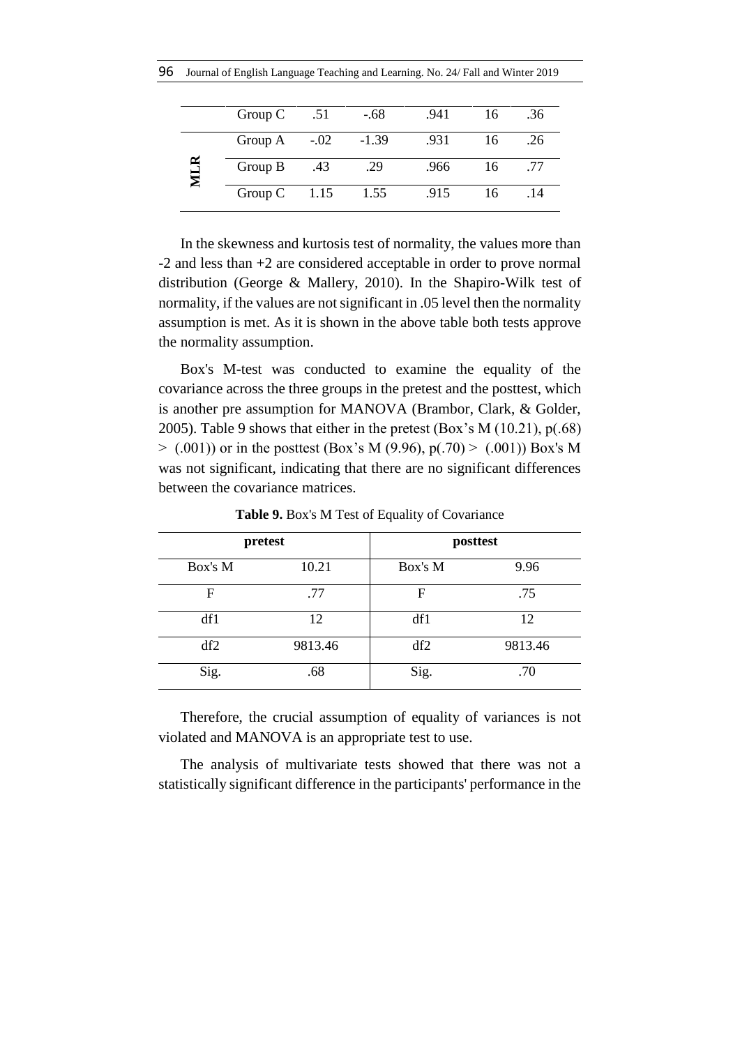| | | | | | |
|---|---|---|---|---|---|
| | Group C | .51 | -.68 | .941 | 16 | .36 |
| **MLR** | Group A | -.02 | -1.39 | .931 | 16 | .26 |
| | Group B | .43 | .29 | .966 | 16 | .77 |
| | Group C | 1.15 | 1.55 | .915 | 16 | .14 |

In the skewness and kurtosis test of normality, the values more than -2 and less than +2 are considered acceptable in order to prove normal distribution (George & Mallery, 2010). In the Shapiro-Wilk test of normality, if the values are not significant in .05 level then the normality assumption is met. As it is shown in the above table both tests approve the normality assumption.

Box's M-test was conducted to examine the equality of the covariance across the three groups in the pretest and the posttest, which is another pre assumption for MANOVA (Brambor, Clark, & Golder, 2005). Table 9 shows that either in the pretest (Box's M (10.21), p(.68) > (.001)) or in the posttest (Box's M (9.96), p(.70) > (.001)) Box's M was not significant, indicating that there are no significant differences between the covariance matrices.

**Table 9.** Box's M Test of Equality of Covariance

| pretest | | posttest | |
|---|---|---|---|
| Box's M | 10.21 | Box's M | 9.96 |
| F | .77 | F | .75 |
| df1 | 12 | df1 | 12 |
| df2 | 9813.46 | df2 | 9813.46 |
| Sig. | .68 | Sig. | .70 |

Therefore, the crucial assumption of equality of variances is not violated and MANOVA is an appropriate test to use.

The analysis of multivariate tests showed that there was not a statistically significant difference in the participants' performance in the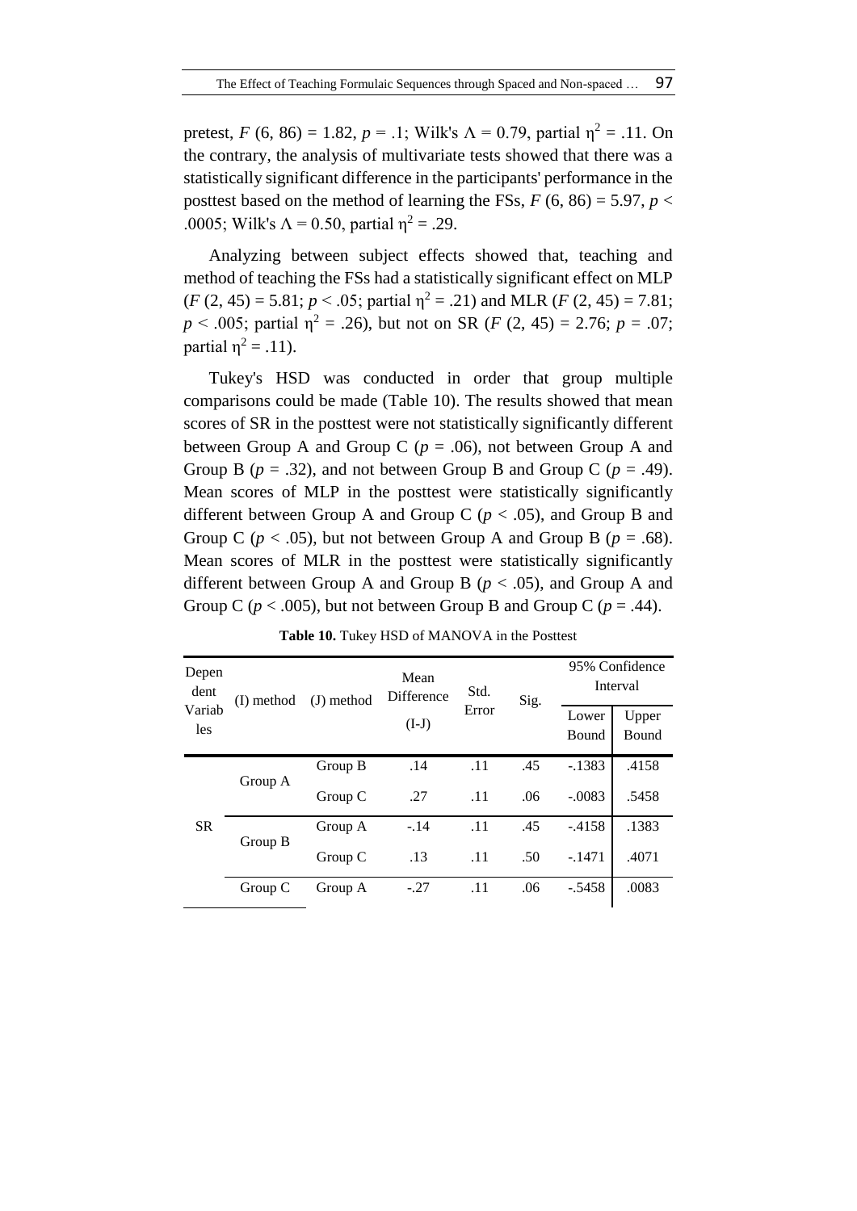pretest, $F$ (6, 86) = 1.82, $p$ = .1; Wilk's $\Lambda$ = 0.79, partial $\eta^2$ = .11. On the contrary, the analysis of multivariate tests showed that there was a statistically significant difference in the participants' performance in the posttest based on the method of learning the FSs, $F$ (6, 86) = 5.97, $p <$ .0005; Wilk's $\Lambda$ = 0.50, partial $\eta^2$ = .29.

Analyzing between subject effects showed that, teaching and method of teaching the FSs had a statistically significant effect on MLP ($F$ (2, 45) = 5.81; $p$ < .05; partial $\eta^2$ = .21) and MLR ($F$ (2, 45) = 7.81; $p$ < .005; partial $\eta^2$ = .26), but not on SR ($F$ (2, 45) = 2.76; $p$ = .07; partial $\eta^2$ = .11).

Tukey's HSD was conducted in order that group multiple comparisons could be made (Table 10). The results showed that mean scores of SR in the posttest were not statistically significantly different between Group A and Group C ($p$ = .06), not between Group A and Group B ($p$ = .32), and not between Group B and Group C ($p$ = .49). Mean scores of MLP in the posttest were statistically significantly different between Group A and Group C ($p$ < .05), and Group B and Group C ($p$ < .05), but not between Group A and Group B ($p$ = .68). Mean scores of MLR in the posttest were statistically significantly different between Group A and Group B ($p$ < .05), and Group A and Group C ($p$ < .005), but not between Group B and Group C ($p$ = .44).

**Table 10.** Tukey HSD of MANOVA in the Posttest

| Dependent Variables | (I) method | (J) method | Mean Difference (I-J) | Std. Error | Sig. | 95% Confidence Interval | |
|---|---|---|---|---|---|---|---|
| | | | | | | Lower Bound | Upper Bound |
| SR | Group A | Group B | .14 | .11 | .45 | -.1383 | .4158 |
| | | Group C | .27 | .11 | .06 | -.0083 | .5458 |
| | Group B | Group A | -.14 | .11 | .45 | -.4158 | .1383 |
| | | Group C | .13 | .11 | .50 | -.1471 | .4071 |
| | Group C | Group A | -.27 | .11 | .06 | -.5458 | .0083 |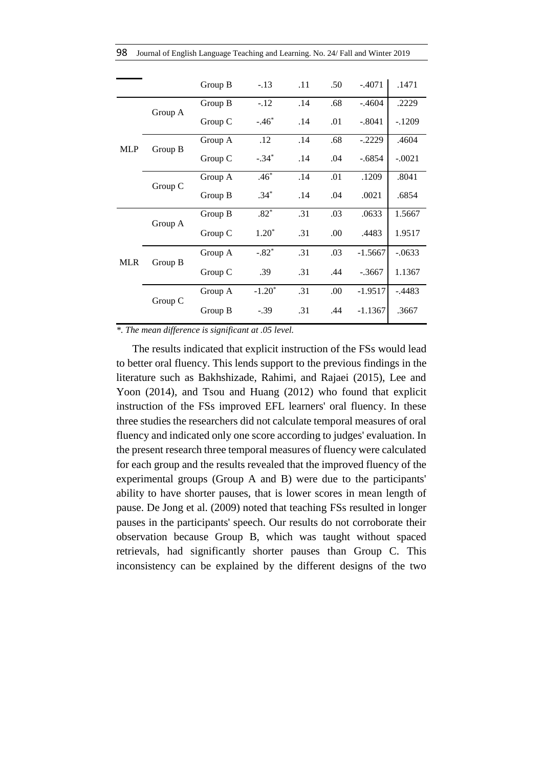| | | | | | | | |
|---|---|---|---|---|---|---|---|
| | | Group B | -.13 | .11 | .50 | -.4071 | .1471 |
| MLP | Group A | Group B | -.12 | .14 | .68 | -.4604 | .2229 |
| | | Group C | -.46* | .14 | .01 | -.8041 | -.1209 |
| | Group B | Group A | .12 | .14 | .68 | -.2229 | .4604 |
| | | Group C | -.34* | .14 | .04 | -.6854 | -.0021 |
| | Group C | Group A | .46* | .14 | .01 | .1209 | .8041 |
| | | Group B | .34* | .14 | .04 | .0021 | .6854 |
| MLR | Group A | Group B | .82* | .31 | .03 | .0633 | 1.5667 |
| | | Group C | 1.20* | .31 | .00 | .4483 | 1.9517 |
| | Group B | Group A | -.82* | .31 | .03 | -1.5667 | -.0633 |
| | | Group C | .39 | .31 | .44 | -.3667 | 1.1367 |
| | Group C | Group A | -1.20* | .31 | .00 | -1.9517 | -.4483 |
| | | Group B | -.39 | .31 | .44 | -1.1367 | .3667 |

*\*. The mean difference is significant at .05 level.*

The results indicated that explicit instruction of the FSs would lead to better oral fluency. This lends support to the previous findings in the literature such as Bakhshizade, Rahimi, and Rajaei (2015), Lee and Yoon (2014), and Tsou and Huang (2012) who found that explicit instruction of the FSs improved EFL learners' oral fluency. In these three studies the researchers did not calculate temporal measures of oral fluency and indicated only one score according to judges' evaluation. In the present research three temporal measures of fluency were calculated for each group and the results revealed that the improved fluency of the experimental groups (Group A and B) were due to the participants' ability to have shorter pauses, that is lower scores in mean length of pause. De Jong et al. (2009) noted that teaching FSs resulted in longer pauses in the participants' speech. Our results do not corroborate their observation because Group B, which was taught without spaced retrievals, had significantly shorter pauses than Group C. This inconsistency can be explained by the different designs of the two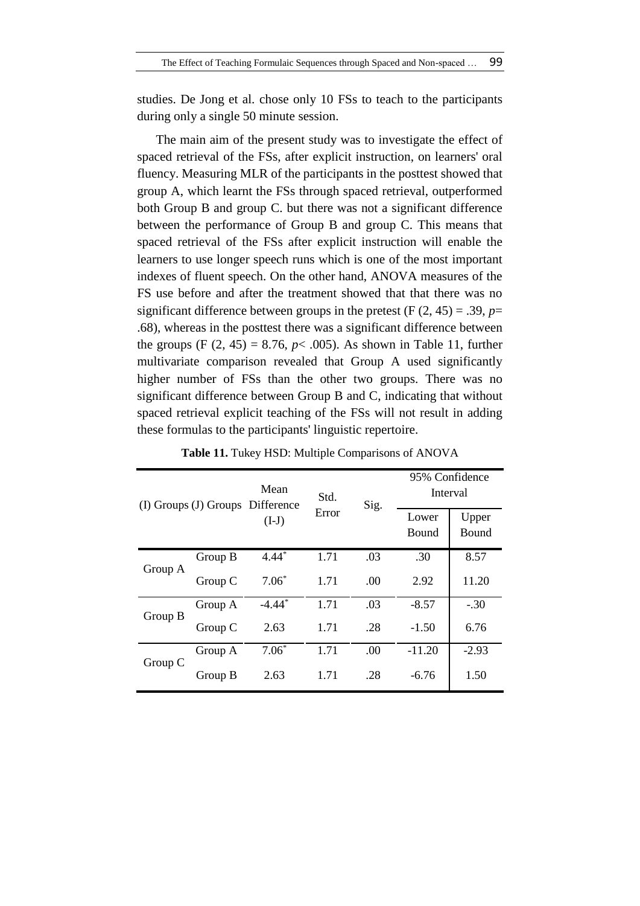studies. De Jong et al. chose only 10 FSs to teach to the participants during only a single 50 minute session.

The main aim of the present study was to investigate the effect of spaced retrieval of the FSs, after explicit instruction, on learners' oral fluency. Measuring MLR of the participants in the posttest showed that group A, which learnt the FSs through spaced retrieval, outperformed both Group B and group C. but there was not a significant difference between the performance of Group B and group C. This means that spaced retrieval of the FSs after explicit instruction will enable the learners to use longer speech runs which is one of the most important indexes of fluent speech. On the other hand, ANOVA measures of the FS use before and after the treatment showed that that there was no significant difference between groups in the pretest ($F(2, 45) = .39$, $p = .68$), whereas in the posttest there was a significant difference between the groups ($F(2, 45) = 8.76$, $p < .005$). As shown in Table 11, further multivariate comparison revealed that Group A used significantly higher number of FSs than the other two groups. There was no significant difference between Group B and C, indicating that without spaced retrieval explicit teaching of the FSs will not result in adding these formulas to the participants' linguistic repertoire.

**Table 11.** Tukey HSD: Multiple Comparisons of ANOVA

| (I) Groups | (J) Groups | Mean Difference (I-J) | Std. Error | Sig. | 95% Confidence Interval | |
|---|---|---|---|---|---|---|
| | | | | | Lower Bound | Upper Bound |
| Group A | Group B | 4.44* | 1.71 | .03 | .30 | 8.57 |
| | Group C | 7.06* | 1.71 | .00 | 2.92 | 11.20 |
| Group B | Group A | -4.44* | 1.71 | .03 | -8.57 | -.30 |
| | Group C | 2.63 | 1.71 | .28 | -1.50 | 6.76 |
| Group C | Group A | 7.06* | 1.71 | .00 | -11.20 | -2.93 |
| | Group B | 2.63 | 1.71 | .28 | -6.76 | 1.50 |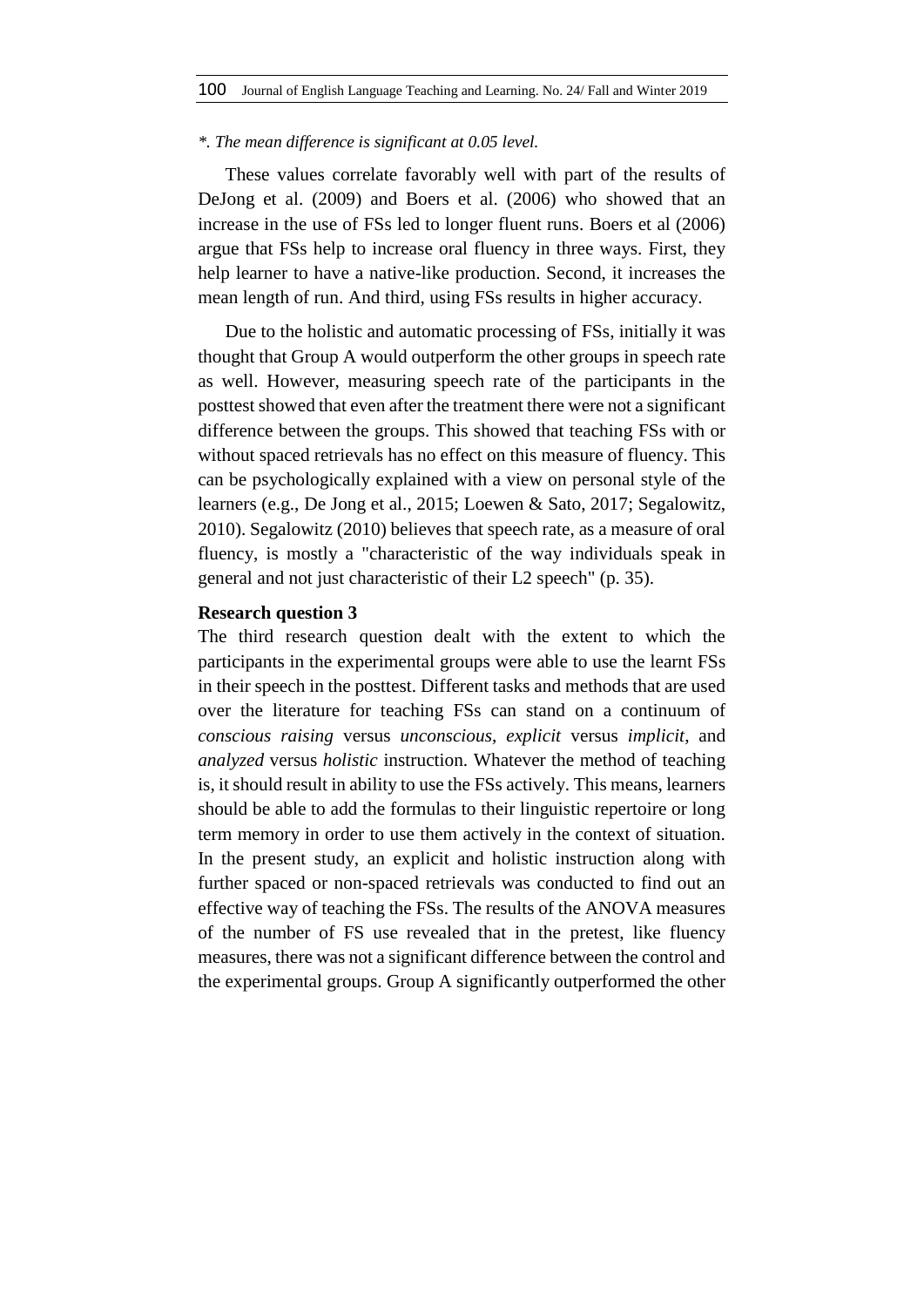*\*. The mean difference is significant at 0.05 level.*

These values correlate favorably well with part of the results of DeJong et al. (2009) and Boers et al. (2006) who showed that an increase in the use of FSs led to longer fluent runs. Boers et al (2006) argue that FSs help to increase oral fluency in three ways. First, they help learner to have a native-like production. Second, it increases the mean length of run. And third, using FSs results in higher accuracy.

Due to the holistic and automatic processing of FSs, initially it was thought that Group A would outperform the other groups in speech rate as well. However, measuring speech rate of the participants in the posttest showed that even after the treatment there were not a significant difference between the groups. This showed that teaching FSs with or without spaced retrievals has no effect on this measure of fluency. This can be psychologically explained with a view on personal style of the learners (e.g., De Jong et al., 2015; Loewen & Sato, 2017; Segalowitz, 2010). Segalowitz (2010) believes that speech rate, as a measure of oral fluency, is mostly a "characteristic of the way individuals speak in general and not just characteristic of their L2 speech" (p. 35).

**Research question 3**

The third research question dealt with the extent to which the participants in the experimental groups were able to use the learnt FSs in their speech in the posttest. Different tasks and methods that are used over the literature for teaching FSs can stand on a continuum of *conscious raising* versus *unconscious*, *explicit* versus *implicit*, and *analyzed* versus *holistic* instruction. Whatever the method of teaching is, it should result in ability to use the FSs actively. This means, learners should be able to add the formulas to their linguistic repertoire or long term memory in order to use them actively in the context of situation. In the present study, an explicit and holistic instruction along with further spaced or non-spaced retrievals was conducted to find out an effective way of teaching the FSs. The results of the ANOVA measures of the number of FS use revealed that in the pretest, like fluency measures, there was not a significant difference between the control and the experimental groups. Group A significantly outperformed the other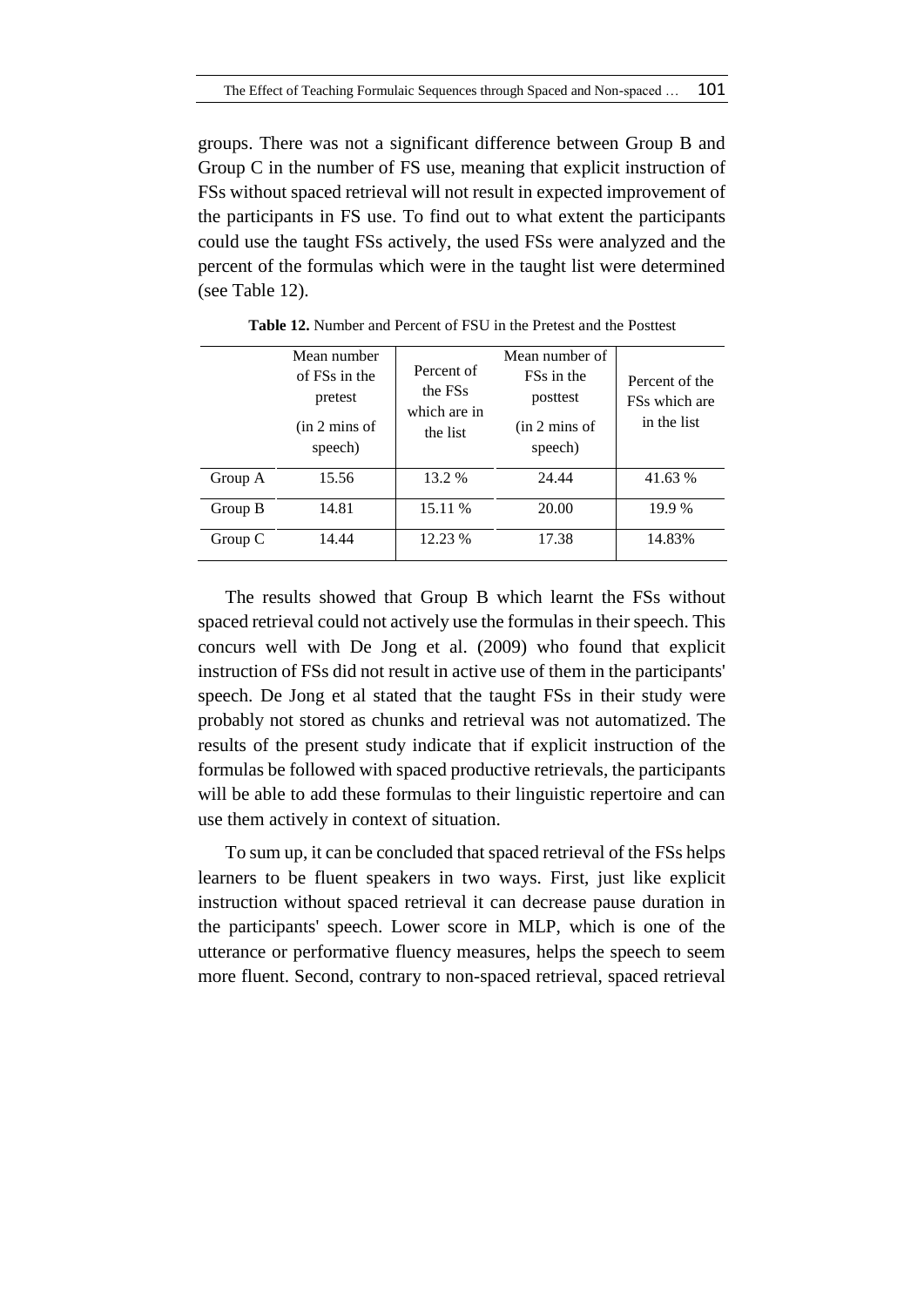groups. There was not a significant difference between Group B and Group C in the number of FS use, meaning that explicit instruction of FSs without spaced retrieval will not result in expected improvement of the participants in FS use. To find out to what extent the participants could use the taught FSs actively, the used FSs were analyzed and the percent of the formulas which were in the taught list were determined (see Table 12).

**Table 12.** Number and Percent of FSU in the Pretest and the Posttest

| | Mean number of FSs in the pretest (in 2 mins of speech) | Percent of the FSs which are in the list | Mean number of FSs in the posttest (in 2 mins of speech) | Percent of the FSs which are in the list |
|---|---|---|---|---|
| Group A | 15.56 | 13.2 % | 24.44 | 41.63 % |
| Group B | 14.81 | 15.11 % | 20.00 | 19.9 % |
| Group C | 14.44 | 12.23 % | 17.38 | 14.83% |

The results showed that Group B which learnt the FSs without spaced retrieval could not actively use the formulas in their speech. This concurs well with De Jong et al. (2009) who found that explicit instruction of FSs did not result in active use of them in the participants' speech. De Jong et al stated that the taught FSs in their study were probably not stored as chunks and retrieval was not automatized. The results of the present study indicate that if explicit instruction of the formulas be followed with spaced productive retrievals, the participants will be able to add these formulas to their linguistic repertoire and can use them actively in context of situation.

To sum up, it can be concluded that spaced retrieval of the FSs helps learners to be fluent speakers in two ways. First, just like explicit instruction without spaced retrieval it can decrease pause duration in the participants' speech. Lower score in MLP, which is one of the utterance or performative fluency measures, helps the speech to seem more fluent. Second, contrary to non-spaced retrieval, spaced retrieval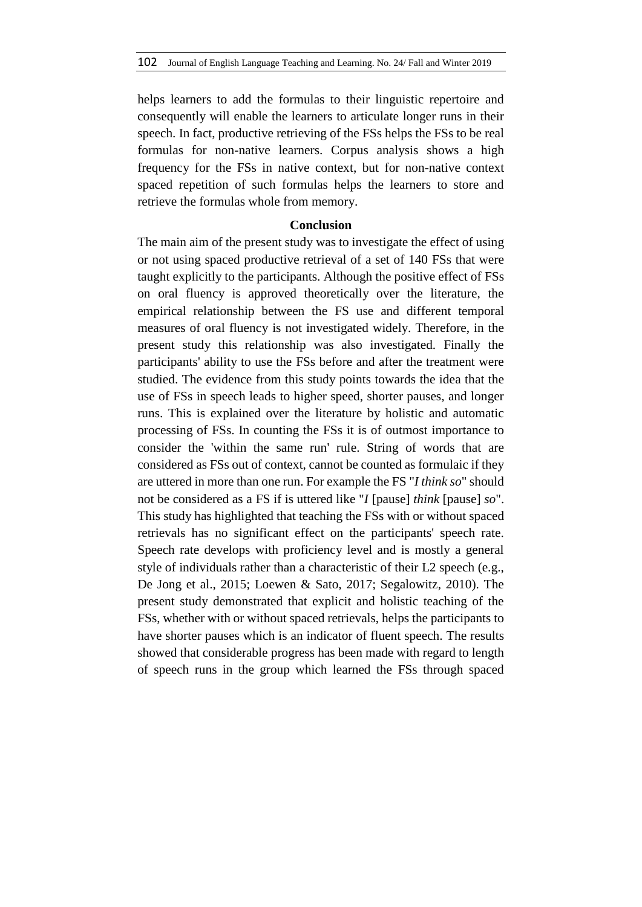helps learners to add the formulas to their linguistic repertoire and consequently will enable the learners to articulate longer runs in their speech. In fact, productive retrieving of the FSs helps the FSs to be real formulas for non-native learners. Corpus analysis shows a high frequency for the FSs in native context, but for non-native context spaced repetition of such formulas helps the learners to store and retrieve the formulas whole from memory.

## Conclusion

The main aim of the present study was to investigate the effect of using or not using spaced productive retrieval of a set of 140 FSs that were taught explicitly to the participants. Although the positive effect of FSs on oral fluency is approved theoretically over the literature, the empirical relationship between the FS use and different temporal measures of oral fluency is not investigated widely. Therefore, in the present study this relationship was also investigated. Finally the participants' ability to use the FSs before and after the treatment were studied. The evidence from this study points towards the idea that the use of FSs in speech leads to higher speed, shorter pauses, and longer runs. This is explained over the literature by holistic and automatic processing of FSs. In counting the FSs it is of outmost importance to consider the 'within the same run' rule. String of words that are considered as FSs out of context, cannot be counted as formulaic if they are uttered in more than one run. For example the FS "*I think so*" should not be considered as a FS if is uttered like "*I* [pause] *think* [pause] *so*". This study has highlighted that teaching the FSs with or without spaced retrievals has no significant effect on the participants' speech rate. Speech rate develops with proficiency level and is mostly a general style of individuals rather than a characteristic of their L2 speech (e.g., De Jong et al., 2015; Loewen & Sato, 2017; Segalowitz, 2010). The present study demonstrated that explicit and holistic teaching of the FSs, whether with or without spaced retrievals, helps the participants to have shorter pauses which is an indicator of fluent speech. The results showed that considerable progress has been made with regard to length of speech runs in the group which learned the FSs through spaced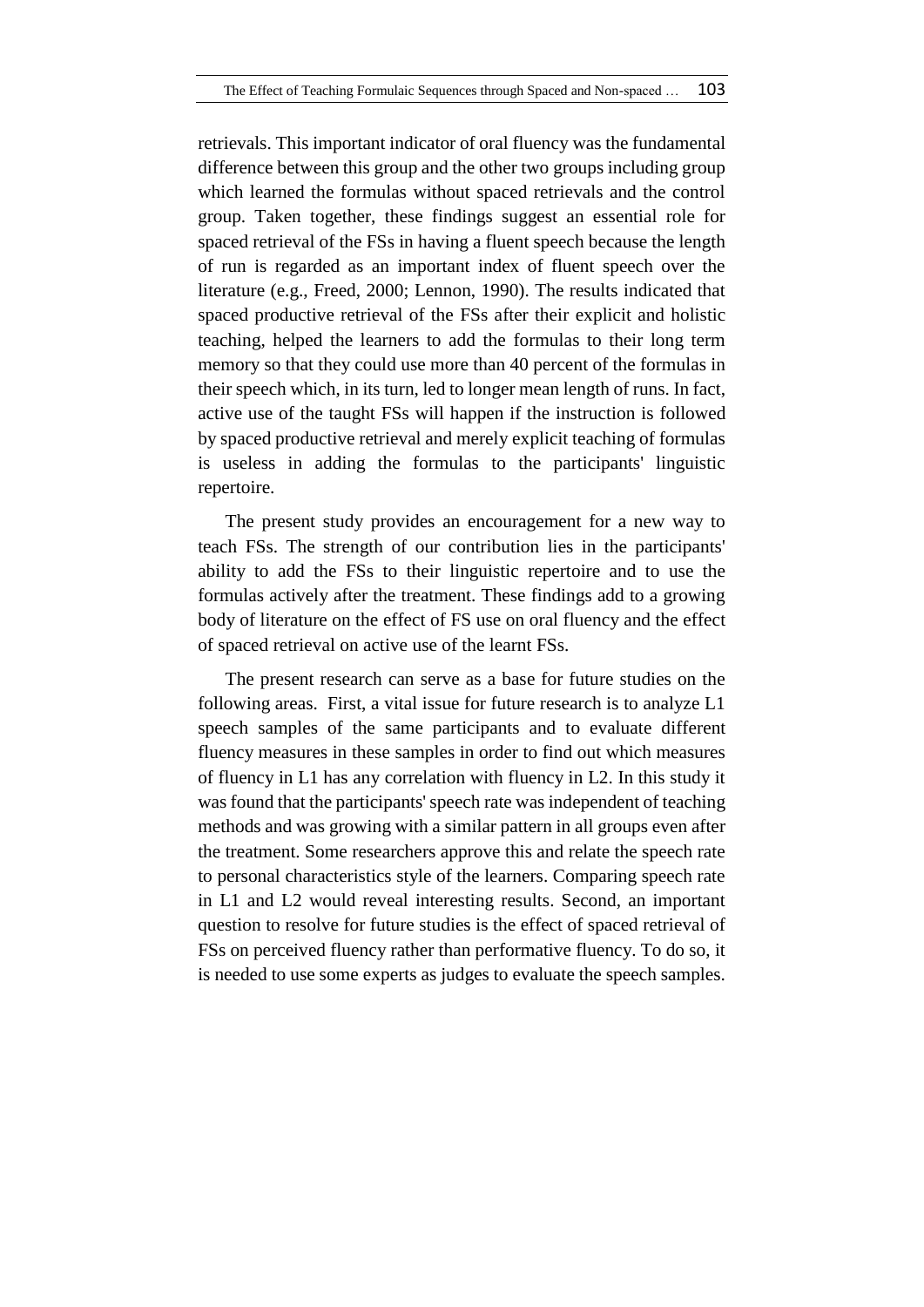retrievals. This important indicator of oral fluency was the fundamental difference between this group and the other two groups including group which learned the formulas without spaced retrievals and the control group. Taken together, these findings suggest an essential role for spaced retrieval of the FSs in having a fluent speech because the length of run is regarded as an important index of fluent speech over the literature (e.g., Freed, 2000; Lennon, 1990). The results indicated that spaced productive retrieval of the FSs after their explicit and holistic teaching, helped the learners to add the formulas to their long term memory so that they could use more than 40 percent of the formulas in their speech which, in its turn, led to longer mean length of runs. In fact, active use of the taught FSs will happen if the instruction is followed by spaced productive retrieval and merely explicit teaching of formulas is useless in adding the formulas to the participants' linguistic repertoire.

The present study provides an encouragement for a new way to teach FSs. The strength of our contribution lies in the participants' ability to add the FSs to their linguistic repertoire and to use the formulas actively after the treatment. These findings add to a growing body of literature on the effect of FS use on oral fluency and the effect of spaced retrieval on active use of the learnt FSs.

The present research can serve as a base for future studies on the following areas. First, a vital issue for future research is to analyze L1 speech samples of the same participants and to evaluate different fluency measures in these samples in order to find out which measures of fluency in L1 has any correlation with fluency in L2. In this study it was found that the participants' speech rate was independent of teaching methods and was growing with a similar pattern in all groups even after the treatment. Some researchers approve this and relate the speech rate to personal characteristics style of the learners. Comparing speech rate in L1 and L2 would reveal interesting results. Second, an important question to resolve for future studies is the effect of spaced retrieval of FSs on perceived fluency rather than performative fluency. To do so, it is needed to use some experts as judges to evaluate the speech samples.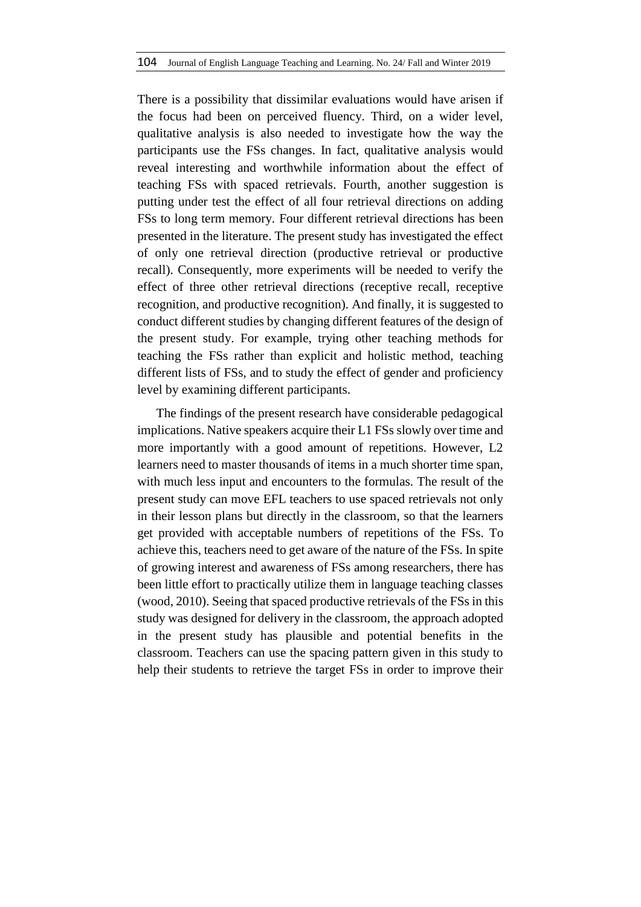There is a possibility that dissimilar evaluations would have arisen if the focus had been on perceived fluency. Third, on a wider level, qualitative analysis is also needed to investigate how the way the participants use the FSs changes. In fact, qualitative analysis would reveal interesting and worthwhile information about the effect of teaching FSs with spaced retrievals. Fourth, another suggestion is putting under test the effect of all four retrieval directions on adding FSs to long term memory. Four different retrieval directions has been presented in the literature. The present study has investigated the effect of only one retrieval direction (productive retrieval or productive recall). Consequently, more experiments will be needed to verify the effect of three other retrieval directions (receptive recall, receptive recognition, and productive recognition). And finally, it is suggested to conduct different studies by changing different features of the design of the present study. For example, trying other teaching methods for teaching the FSs rather than explicit and holistic method, teaching different lists of FSs, and to study the effect of gender and proficiency level by examining different participants.

The findings of the present research have considerable pedagogical implications. Native speakers acquire their L1 FSs slowly over time and more importantly with a good amount of repetitions. However, L2 learners need to master thousands of items in a much shorter time span, with much less input and encounters to the formulas. The result of the present study can move EFL teachers to use spaced retrievals not only in their lesson plans but directly in the classroom, so that the learners get provided with acceptable numbers of repetitions of the FSs. To achieve this, teachers need to get aware of the nature of the FSs. In spite of growing interest and awareness of FSs among researchers, there has been little effort to practically utilize them in language teaching classes (wood, 2010). Seeing that spaced productive retrievals of the FSs in this study was designed for delivery in the classroom, the approach adopted in the present study has plausible and potential benefits in the classroom. Teachers can use the spacing pattern given in this study to help their students to retrieve the target FSs in order to improve their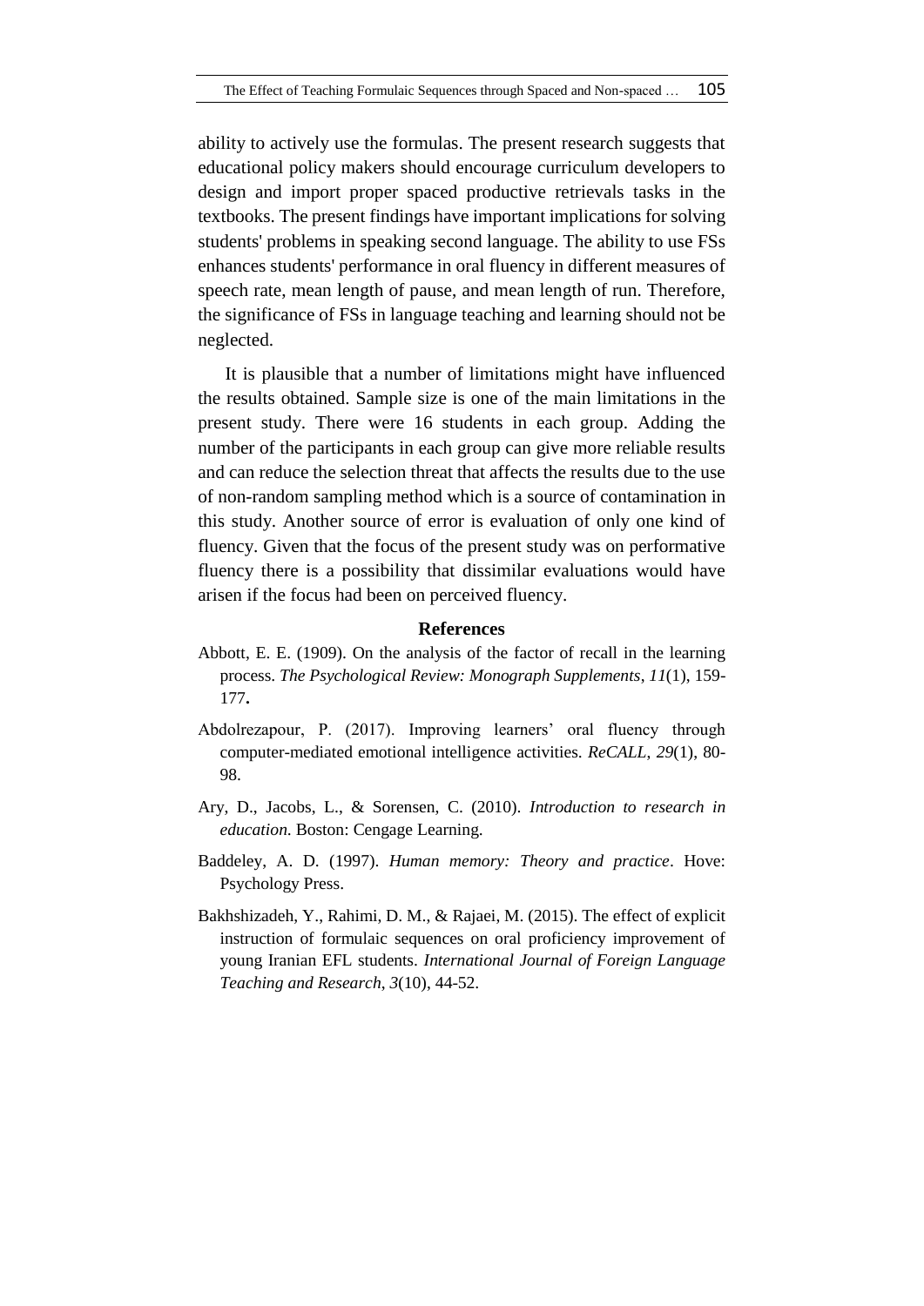ability to actively use the formulas. The present research suggests that educational policy makers should encourage curriculum developers to design and import proper spaced productive retrievals tasks in the textbooks. The present findings have important implications for solving students' problems in speaking second language. The ability to use FSs enhances students' performance in oral fluency in different measures of speech rate, mean length of pause, and mean length of run. Therefore, the significance of FSs in language teaching and learning should not be neglected.

It is plausible that a number of limitations might have influenced the results obtained. Sample size is one of the main limitations in the present study. There were 16 students in each group. Adding the number of the participants in each group can give more reliable results and can reduce the selection threat that affects the results due to the use of non-random sampling method which is a source of contamination in this study. Another source of error is evaluation of only one kind of fluency. Given that the focus of the present study was on performative fluency there is a possibility that dissimilar evaluations would have arisen if the focus had been on perceived fluency.

## References

Abbott, E. E. (1909). On the analysis of the factor of recall in the learning process. *The Psychological Review: Monograph Supplements*, *11*(1), 159-177.

Abdolrezapour, P. (2017). Improving learners' oral fluency through computer-mediated emotional intelligence activities. *ReCALL*, *29*(1), 80-98.

Ary, D., Jacobs, L., & Sorensen, C. (2010). *Introduction to research in education*. Boston: Cengage Learning.

Baddeley, A. D. (1997). *Human memory: Theory and practice*. Hove: Psychology Press.

Bakhshizadeh, Y., Rahimi, D. M., & Rajaei, M. (2015). The effect of explicit instruction of formulaic sequences on oral proficiency improvement of young Iranian EFL students. *International Journal of Foreign Language Teaching and Research*, *3*(10), 44-52.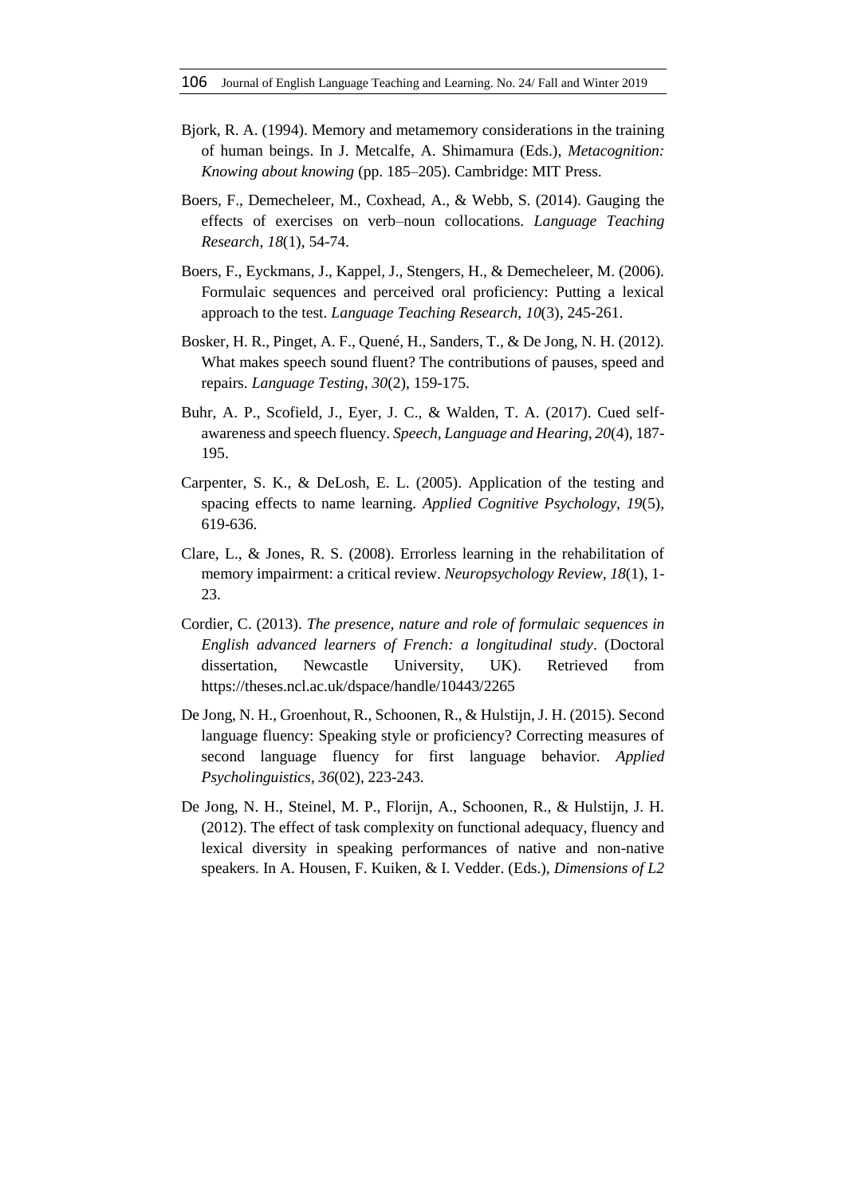Bjork, R. A. (1994). Memory and metamemory considerations in the training of human beings. In J. Metcalfe, A. Shimamura (Eds.), *Metacognition: Knowing about knowing* (pp. 185–205). Cambridge: MIT Press.

Boers, F., Demecheleer, M., Coxhead, A., & Webb, S. (2014). Gauging the effects of exercises on verb–noun collocations. *Language Teaching Research*, *18*(1), 54-74.

Boers, F., Eyckmans, J., Kappel, J., Stengers, H., & Demecheleer, M. (2006). Formulaic sequences and perceived oral proficiency: Putting a lexical approach to the test. *Language Teaching Research*, *10*(3), 245-261.

Bosker, H. R., Pinget, A. F., Quené, H., Sanders, T., & De Jong, N. H. (2012). What makes speech sound fluent? The contributions of pauses, speed and repairs. *Language Testing*, *30*(2), 159-175.

Buhr, A. P., Scofield, J., Eyer, J. C., & Walden, T. A. (2017). Cued self-awareness and speech fluency. *Speech, Language and Hearing*, *20*(4), 187-195.

Carpenter, S. K., & DeLosh, E. L. (2005). Application of the testing and spacing effects to name learning. *Applied Cognitive Psychology*, *19*(5), 619-636.

Clare, L., & Jones, R. S. (2008). Errorless learning in the rehabilitation of memory impairment: a critical review. *Neuropsychology Review*, *18*(1), 1-23.

Cordier, C. (2013). *The presence, nature and role of formulaic sequences in English advanced learners of French: a longitudinal study*. (Doctoral dissertation, Newcastle University, UK). Retrieved from https://theses.ncl.ac.uk/dspace/handle/10443/2265

De Jong, N. H., Groenhout, R., Schoonen, R., & Hulstijn, J. H. (2015). Second language fluency: Speaking style or proficiency? Correcting measures of second language fluency for first language behavior. *Applied Psycholinguistics*, *36*(02), 223-243.

De Jong, N. H., Steinel, M. P., Florijn, A., Schoonen, R., & Hulstijn, J. H. (2012). The effect of task complexity on functional adequacy, fluency and lexical diversity in speaking performances of native and non-native speakers. In A. Housen, F. Kuiken, & I. Vedder. (Eds.), *Dimensions of L2*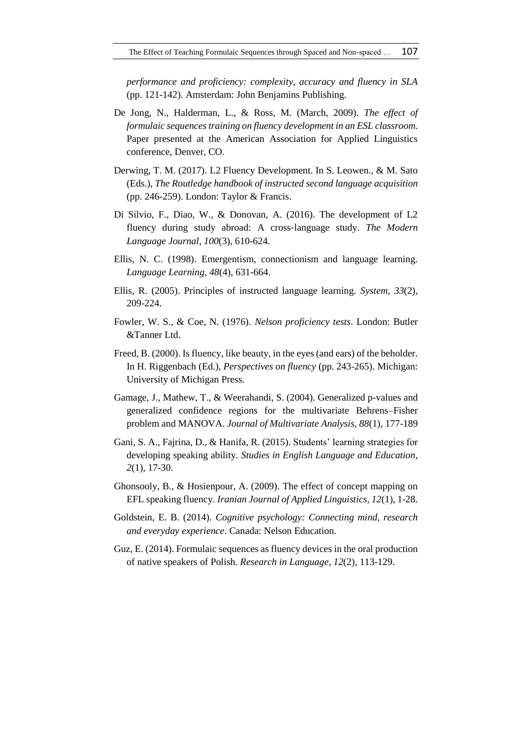*performance and proficiency: complexity, accuracy and fluency in SLA* (pp. 121-142). Amsterdam: John Benjamins Publishing.

De Jong, N., Halderman, L., & Ross, M. (March, 2009). *The effect of formulaic sequences training on fluency development in an ESL classroom.* Paper presented at the American Association for Applied Linguistics conference, Denver, CO.

Derwing, T. M. (2017). L2 Fluency Development. In S. Leowen., & M. Sato (Eds.), *The Routledge handbook of instructed second language acquisition* (pp. 246-259). London: Taylor & Francis.

Di Silvio, F., Diao, W., & Donovan, A. (2016). The development of L2 fluency during study abroad: A cross-language study. *The Modern Language Journal*, *100*(3), 610-624.

Ellis, N. C. (1998). Emergentism, connectionism and language learning. *Language Learning*, *48*(4), 631-664.

Ellis, R. (2005). Principles of instructed language learning. *System*, *33*(2), 209-224.

Fowler, W. S., & Coe, N. (1976). *Nelson proficiency tests*. London: Butler &Tanner Ltd.

Freed, B. (2000). Is fluency, like beauty, in the eyes (and ears) of the beholder. In H. Riggenbach (Ed.), *Perspectives on fluency* (pp. 243-265). Michigan: University of Michigan Press.

Gamage, J., Mathew, T., & Weerahandi, S. (2004). Generalized p-values and generalized confidence regions for the multivariate Behrens–Fisher problem and MANOVA. *Journal of Multivariate Analysis*, *88*(1), 177-189

Gani, S. A., Fajrina, D., & Hanifa, R. (2015). Students' learning strategies for developing speaking ability. *Studies in English Language and Education*, *2*(1), 17-30.

Ghonsooly, B., & Hosienpour, A. (2009). The effect of concept mapping on EFL speaking fluency. *Iranian Journal of Applied Linguistics, 12*(1), 1-28.

Goldstein, E. B. (2014). *Cognitive psychology: Connecting mind, research and everyday experience*. Canada: Nelson Education.

Guz, E. (2014). Formulaic sequences as fluency devices in the oral production of native speakers of Polish. *Research in Language*, *12*(2), 113-129.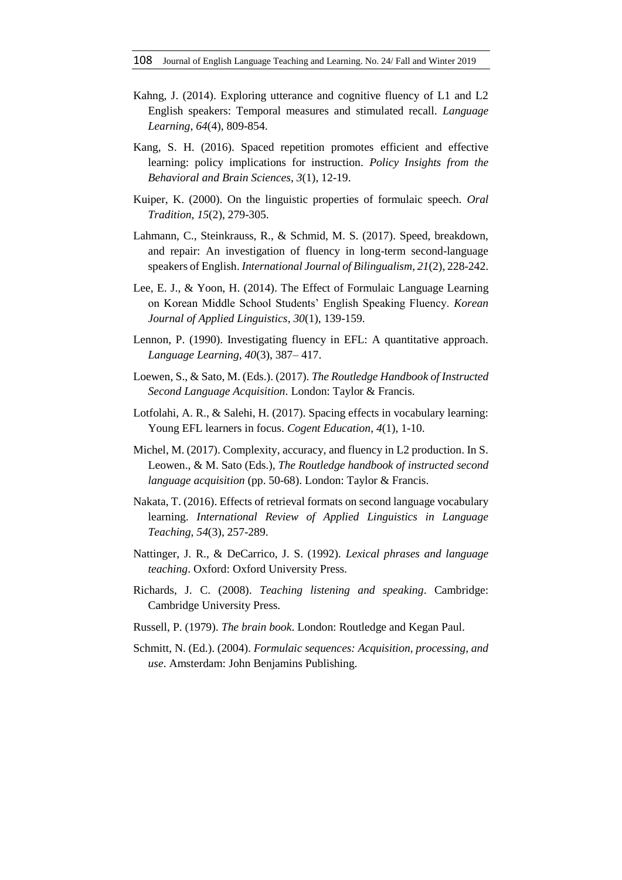Kahng, J. (2014). Exploring utterance and cognitive fluency of L1 and L2 English speakers: Temporal measures and stimulated recall. *Language Learning*, *64*(4), 809-854.

Kang, S. H. (2016). Spaced repetition promotes efficient and effective learning: policy implications for instruction. *Policy Insights from the Behavioral and Brain Sciences*, *3*(1), 12-19.

Kuiper, K. (2000). On the linguistic properties of formulaic speech. *Oral Tradition*, *15*(2), 279-305.

Lahmann, C., Steinkrauss, R., & Schmid, M. S. (2017). Speed, breakdown, and repair: An investigation of fluency in long-term second-language speakers of English. *International Journal of Bilingualism*, *21*(2), 228-242.

Lee, E. J., & Yoon, H. (2014). The Effect of Formulaic Language Learning on Korean Middle School Students' English Speaking Fluency. *Korean Journal of Applied Linguistics*, *30*(1), 139-159.

Lennon, P. (1990). Investigating fluency in EFL: A quantitative approach. *Language Learning*, *40*(3), 387– 417.

Loewen, S., & Sato, M. (Eds.). (2017). *The Routledge Handbook of Instructed Second Language Acquisition*. London: Taylor & Francis.

Lotfolahi, A. R., & Salehi, H. (2017). Spacing effects in vocabulary learning: Young EFL learners in focus. *Cogent Education*, *4*(1), 1-10.

Michel, M. (2017). Complexity, accuracy, and fluency in L2 production. In S. Leowen., & M. Sato (Eds.), *The Routledge handbook of instructed second language acquisition* (pp. 50-68). London: Taylor & Francis.

Nakata, T. (2016). Effects of retrieval formats on second language vocabulary learning. *International Review of Applied Linguistics in Language Teaching*, *54*(3), 257-289.

Nattinger, J. R., & DeCarrico, J. S. (1992). *Lexical phrases and language teaching*. Oxford: Oxford University Press.

Richards, J. C. (2008). *Teaching listening and speaking*. Cambridge: Cambridge University Press.

Russell, P. (1979). *The brain book*. London: Routledge and Kegan Paul.

Schmitt, N. (Ed.). (2004). *Formulaic sequences: Acquisition, processing, and use*. Amsterdam: John Benjamins Publishing.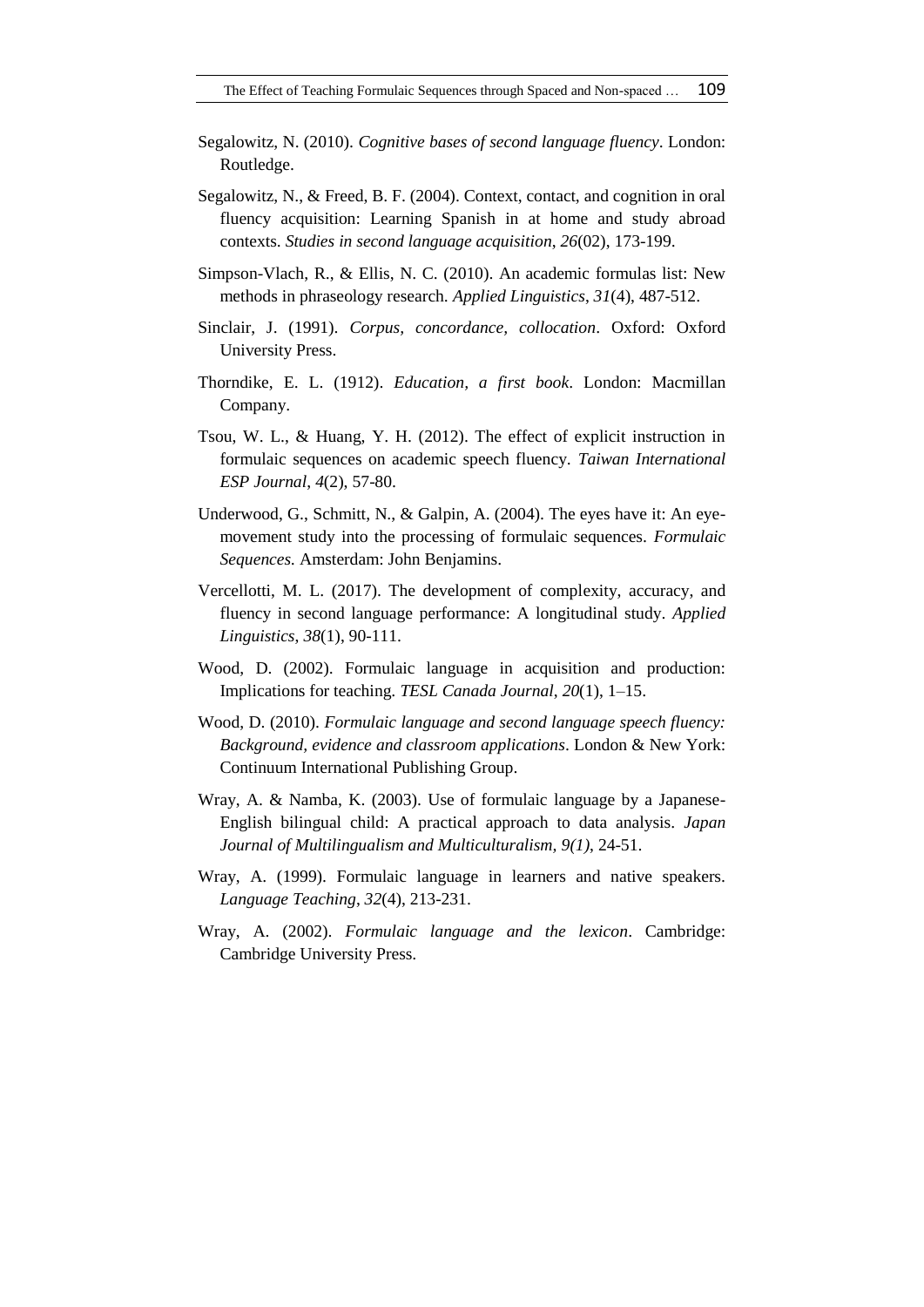Segalowitz, N. (2010). *Cognitive bases of second language fluency*. London: Routledge.

Segalowitz, N., & Freed, B. F. (2004). Context, contact, and cognition in oral fluency acquisition: Learning Spanish in at home and study abroad contexts. *Studies in second language acquisition*, *26*(02), 173-199.

Simpson-Vlach, R., & Ellis, N. C. (2010). An academic formulas list: New methods in phraseology research. *Applied Linguistics*, *31*(4), 487-512.

Sinclair, J. (1991). *Corpus, concordance, collocation*. Oxford: Oxford University Press.

Thorndike, E. L. (1912). *Education, a first book*. London: Macmillan Company.

Tsou, W. L., & Huang, Y. H. (2012). The effect of explicit instruction in formulaic sequences on academic speech fluency. *Taiwan International ESP Journal*, *4*(2), 57-80.

Underwood, G., Schmitt, N., & Galpin, A. (2004). The eyes have it: An eye-movement study into the processing of formulaic sequences. *Formulaic Sequences.* Amsterdam: John Benjamins.

Vercellotti, M. L. (2017). The development of complexity, accuracy, and fluency in second language performance: A longitudinal study. *Applied Linguistics*, *38*(1), 90-111.

Wood, D. (2002). Formulaic language in acquisition and production: Implications for teaching. *TESL Canada Journal*, *20*(1), 1–15.

Wood, D. (2010). *Formulaic language and second language speech fluency: Background, evidence and classroom applications*. London & New York: Continuum International Publishing Group.

Wray, A. & Namba, K. (2003). Use of formulaic language by a Japanese-English bilingual child: A practical approach to data analysis. *Japan Journal of Multilingualism and Multiculturalism, 9(1)*, 24-51.

Wray, A. (1999). Formulaic language in learners and native speakers. *Language Teaching*, *32*(4), 213-231.

Wray, A. (2002). *Formulaic language and the lexicon*. Cambridge: Cambridge University Press.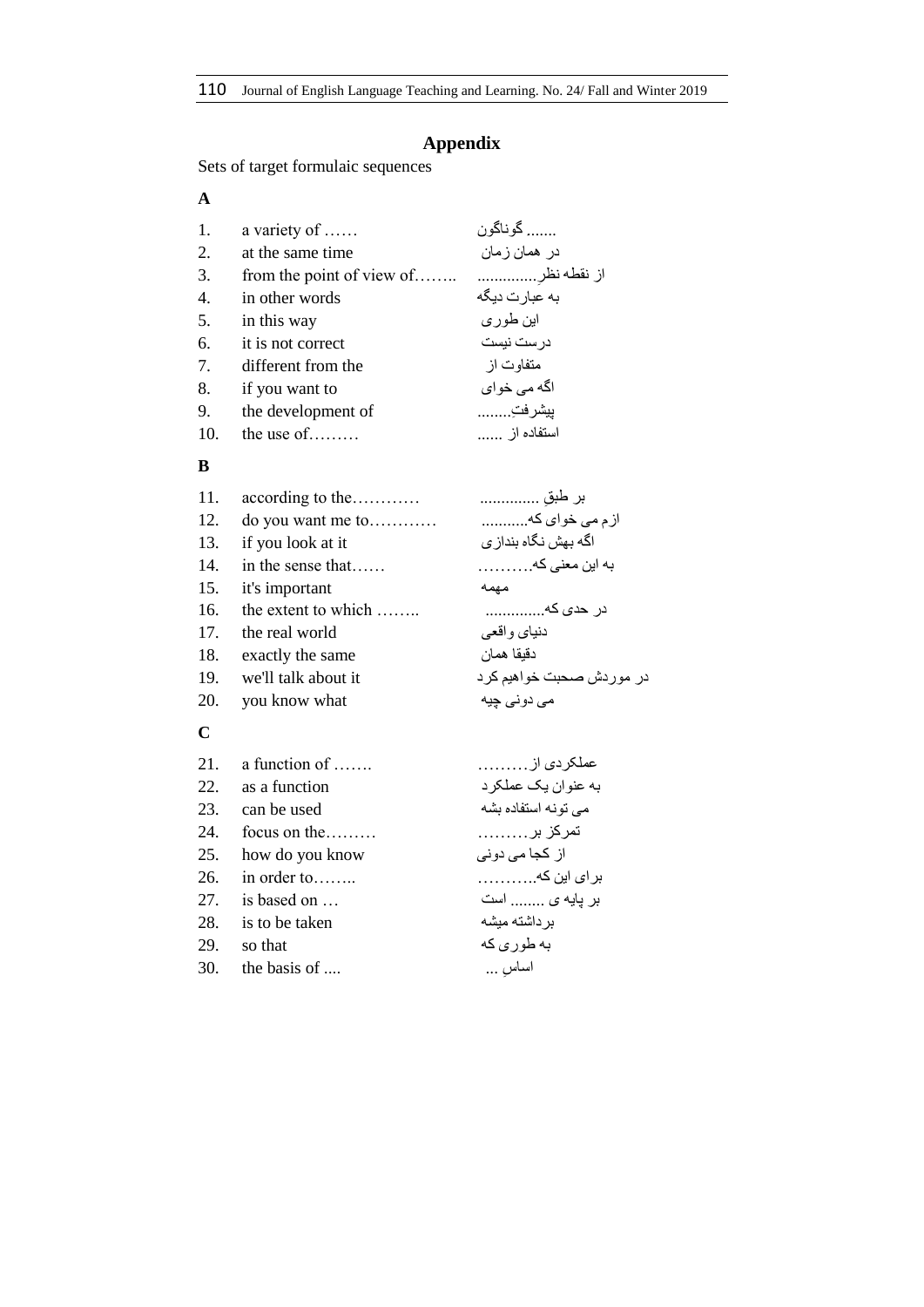## Appendix

Sets of target formulaic sequences

**A**

| | | |
|---|---|---|
| 1. | a variety of …… | ....... گوناگون |
| 2. | at the same time | در همان زمان |
| 3. | from the point of view of…….. | از نقطه نظرِ.............. |
| 4. | in other words | به عبارت دیگه |
| 5. | in this way | این طوری |
| 6. | it is not correct | درست نیست |
| 7. | different from the | متفاوت از |
| 8. | if you want to | اگه می خوای |
| 9. | the development of | پیشرفتِ........ |
| 10. | the use of……… | استفاده از ...... |

**B**

| | | |
|---|---|---|
| 11. | according to the………… | بر طبقِ .............. |
| 12. | do you want me to………… | ازم می خوای که........... |
| 13. | if you look at it | اگه بهش نگاه بندازی |
| 14. | in the sense that…… | به این معنی که………. |
| 15. | it's important | مهمه |
| 16. | the extent to which …….. | در حدی که.............. |
| 17. | the real world | دنیای واقعی |
| 18. | exactly the same | دقیقا همان |
| 19. | we'll talk about it | در موردش صحبت خواهیم کرد |
| 20. | you know what | می دونی چیه |

**C**

| | | |
|---|---|---|
| 21. | a function of ……. | عملکردی از……… |
| 22. | as a function | به عنوان یک عملکرد |
| 23. | can be used | می تونه استفاده بشه |
| 24. | focus on the……… | تمرکز بر……… |
| 25. | how do you know | از کجا می دونی |
| 26. | in order to…….. | برای این که………. |
| 27. | is based on … | بر پایه ی ........ است |
| 28. | is to be taken | برداشته میشه |
| 29. | so that | به طوری که |
| 30. | the basis of .... | اساسِ ... |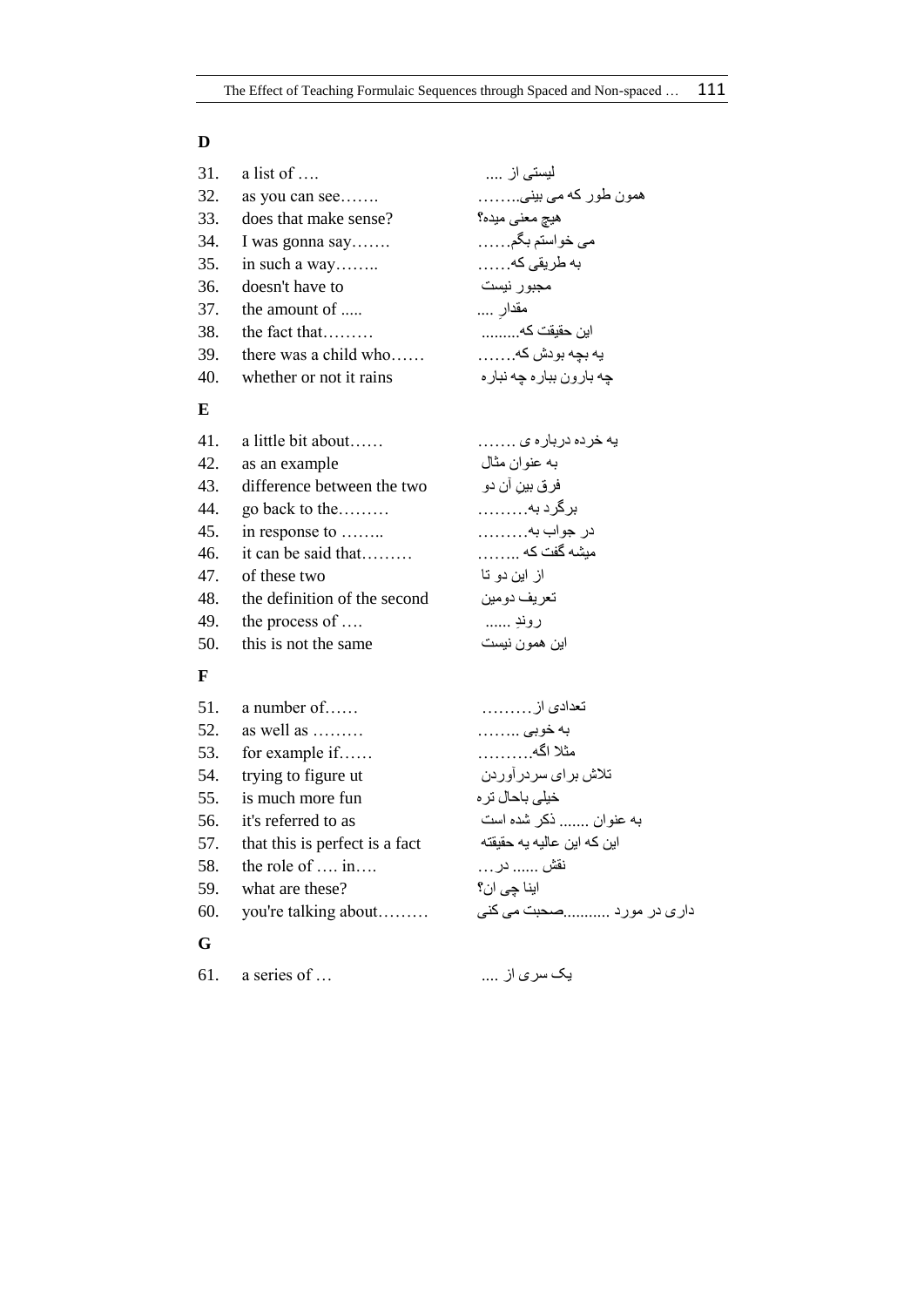**D**

| | | |
|---|---|---|
| 31. | a list of …. | لیستی از .... |
| 32. | as you can see……. | همون طور که می بینی........ |
| 33. | does that make sense? | هیچ معنی میده؟ |
| 34. | I was gonna say……. | می خواستم بگم…… |
| 35. | in such a way…….. | به طریقی که…… |
| 36. | doesn't have to | مجبور نیست |
| 37. | the amount of ..... | مقدارِ .... |
| 38. | the fact that……… | این حقیقت که......... |
| 39. | there was a child who…… | یه بچه بودش که……. |
| 40. | whether or not it rains | چه بارون بباره چه نباره |

**E**

| | | |
|---|---|---|
| 41. | a little bit about…… | یه خرده درباره ی ……. |
| 42. | as an example | به عنوان مثال |
| 43. | difference between the two | فرق بینِ آن دو |
| 44. | go back to the……… | برگرد به……… |
| 45. | in response to …….. | در جواب به……… |
| 46. | it can be said that……… | میشه گفت که …….. |
| 47. | of these two | از این دو تا |
| 48. | the definition of the second | تعریف دومین |
| 49. | the process of …. | روندِ ...... |
| 50. | this is not the same | این همون نیست |

**F**

| | | |
|---|---|---|
| 51. | a number of…… | تعدادی از……… |
| 52. | as well as ……… | به خوبی …….. |
| 53. | for example if…… | مثلا اگه………. |
| 54. | trying to figure ut | تلاش برای سردرآوردن |
| 55. | is much more fun | خیلی باحال تره |
| 56. | it's referred to as | به عنوان ....... ذکر شده است |
| 57. | that this is perfect is a fact | این که این عالیه یه حقیقته |
| 58. | the role of …. in…. | نقش ...... در… |
| 59. | what are these? | اینا چی ان؟ |
| 60. | you're talking about……… | داری در مورد ..........صحبت می کنی |

**G**

| | | |
|---|---|---|
| 61. | a series of … | یک سری از .... |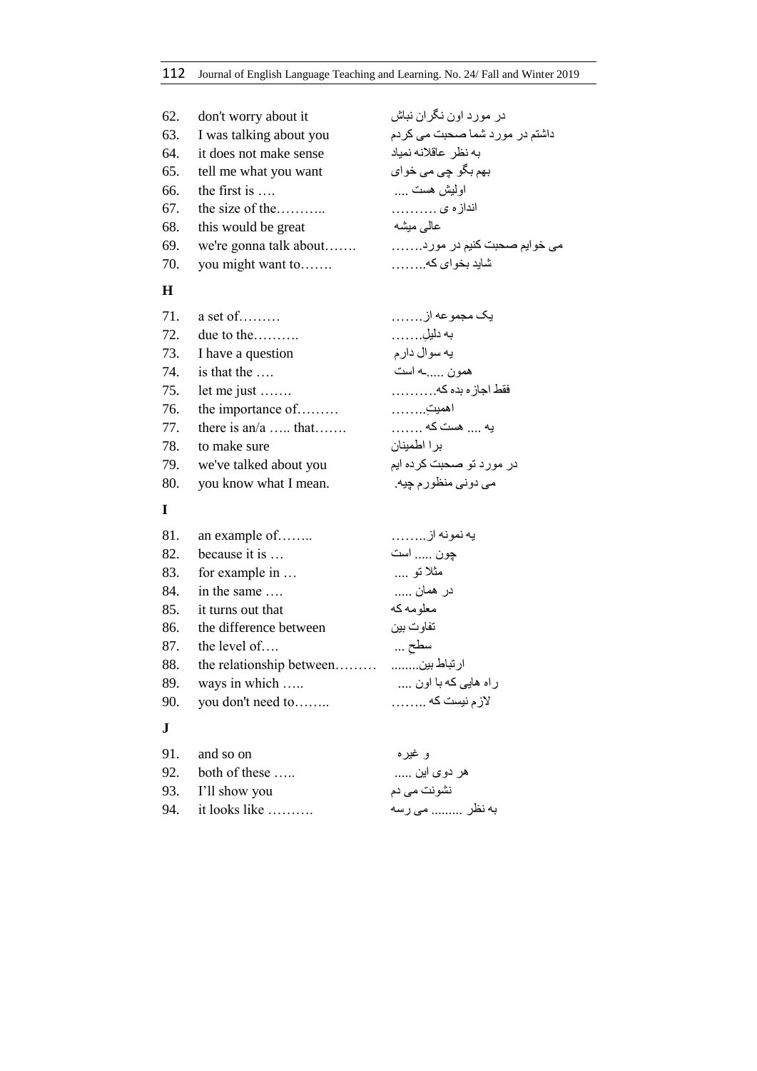| | | |
|---|---|---|
| 62. | don't worry about it | در مورد اون نگران نباش |
| 63. | I was talking about you | داشتم در مورد شما صحبت می کردم |
| 64. | it does not make sense | به نظر عاقلانه نمیاد |
| 65. | tell me what you want | بهم بگو چی می خوای |
| 66. | the first is …. | اولیش هست .... |
| 67. | the size of the……….. | اندازه ی ………. |
| 68. | this would be great | عالی میشه |
| 69. | we're gonna talk about……. | می خوایم صحبت کنیم در مورد……. |
| 70. | you might want to……. | شاید بخوای که…….. |

**H**

| | | |
|---|---|---|
| 71. | a set of……… | یک مجموعه از……. |
| 72. | due to the………. | به دلیلِ……. |
| 73. | I have a question | یه سوال دارم |
| 74. | is that the …. | همون .....ـه است |
| 75. | let me just ……. | فقط اجازه بده که………. |
| 76. | the importance of……… | اهمیتِ…….. |
| 77. | there is an/a ….. that……. | یه .... هست که ……. |
| 78. | to make sure | برا اطمینان |
| 79. | we've talked about you | در مورد تو صحبت کرده ایم |
| 80. | you know what I mean. | می دونی منظورم چیه. |

**I**

| | | |
|---|---|---|
| 81. | an example of…….. | یه نمونه از…….. |
| 82. | because it is … | چون ..... است |
| 83. | for example in … | مثلا تو .... |
| 84. | in the same …. | در همان ..... |
| 85. | it turns out that | معلومه که |
| 86. | the difference between | تفاوت بین |
| 87. | the level of…. | سطحِ ... |
| 88. | the relationship between……… | ارتباط بین........ |
| 89. | ways in which ….. | راه هایی که با اون .... |
| 90. | you don't need to…….. | لازم نیست که …….. |

**J**

| | | |
|---|---|---|
| 91. | and so on | و غیره |
| 92. | both of these ….. | هر دوی این ..... |
| 93. | I'll show you | نشونت می دم |
| 94. | it looks like ………. | به نظر ......... می رسه |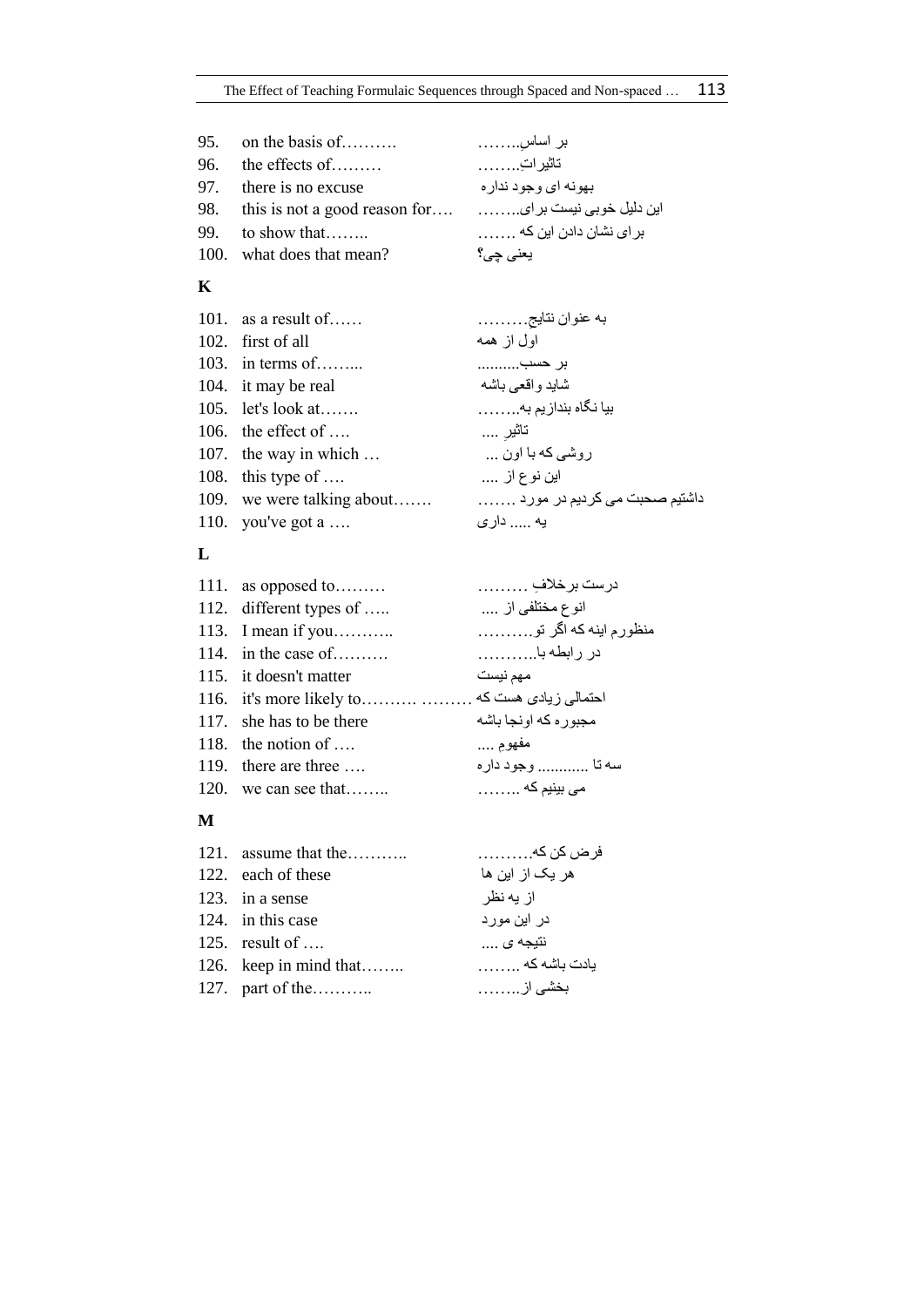| | | |
|---|---|---|
| 95. | on the basis of………. | بر اساسِ…….. |
| 96. | the effects of……… | تاثیراتِ…….. |
| 97. | there is no excuse | بهونه ای وجود نداره |
| 98. | this is not a good reason for…. | این دلیل خوبی نیست برای…….. |
| 99. | to show that…….. | برای نشان دادن این که ……. |
| 100. | what does that mean? | یعنی چی؟ |

**K**

| | | |
|---|---|---|
| 101. | as a result of…… | به عنوان نتایج……… |
| 102. | first of all | اول از همه |
| 103. | in terms of……... | بر حسبِ.......... |
| 104. | it may be real | شاید واقعی باشه |
| 105. | let's look at……. | بیا نگاه بندازیم به…….. |
| 106. | the effect of …. | تاثیرِ .... |
| 107. | the way in which … | روشی که با اون ... |
| 108. | this type of …. | این نوع از .... |
| 109. | we were talking about……. | داشتیم صحبت می کردیم در مورد ……. |
| 110. | you've got a …. | یه ..... داری |

**L**

| | | |
|---|---|---|
| 111. | as opposed to……… | درست برخلافِ ……… |
| 112. | different types of ….. | انوع مختلفی از .... |
| 113. | I mean if you……….. | منظورم اینه که اگر تو………. |
| 114. | in the case of………. | در رابطه با……….. |
| 115. | it doesn't matter | مهم نیست |
| 116. | it's more likely to………. ……… | احتمالی زیادی هست که |
| 117. | she has to be there | مجبوره که اونجا باشه |
| 118. | the notion of …. | مفهوم .... |
| 119. | there are three …. | سه تا ........... وجود داره |
| 120. | we can see that…….. | می بینیم که …….. |

**M**

| | | |
|---|---|---|
| 121. | assume that the……….. | فرض کن که………. |
| 122. | each of these | هر یک از این ها |
| 123. | in a sense | از یه نظر |
| 124. | in this case | در این مورد |
| 125. | result of …. | نتیجه ی .... |
| 126. | keep in mind that…….. | یادت باشه که …….. |
| 127. | part of the……….. | بخشی از…….. |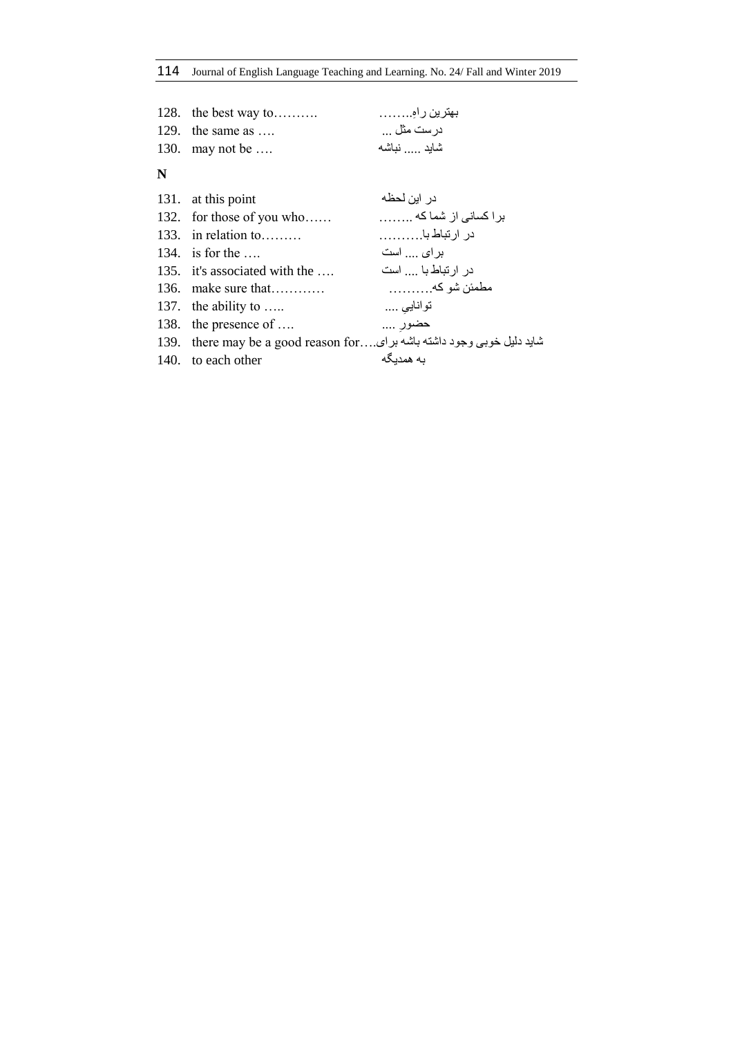128. the best way to………. ……..بهترین راهِ

129. the same as …. درست مثل ...

130. may not be …. شاید ..... نباشه

**N**

131. at this point در این لحظه

132. for those of you who…… برا کسانی از شما که ……..

133. in relation to……… در ارتباط با……….

134. is for the …. برای .... است

135. it's associated with the …. در ارتباط با .... است

136. make sure that………… مطمئن شو که……….

137. the ability to ….. توانایی ....

138. the presence of …. حضورِ ....

139. there may be a good reason for….شاید دلیل خوبی وجود داشته باشه برای

140. to each other به همدیگه